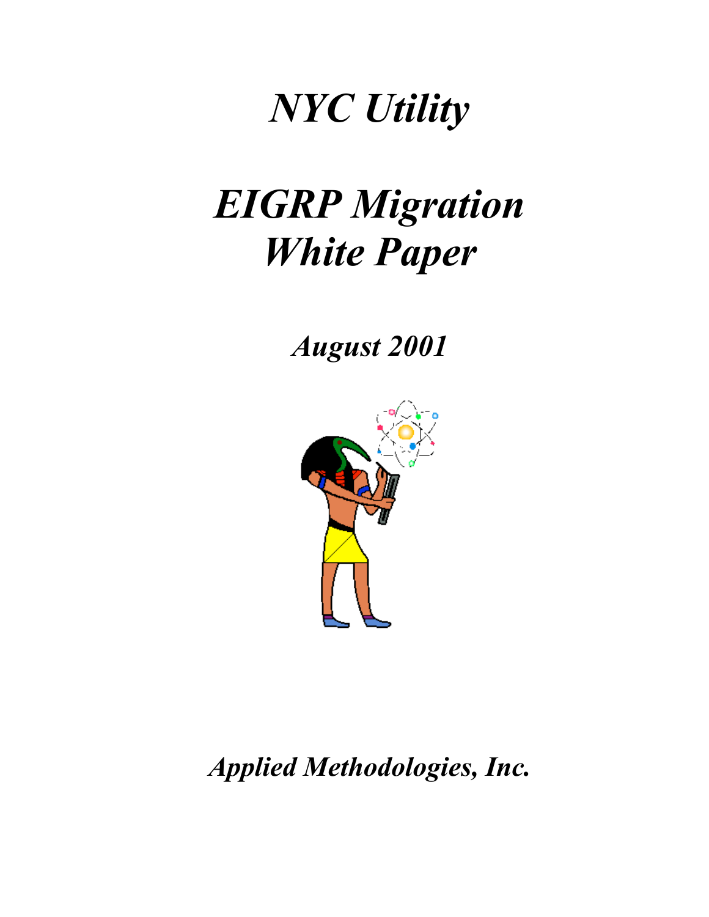# *NYC Utility*

# *EIGRP Migration White Paper*

***August 2001***

***Applied Methodologies, Inc.***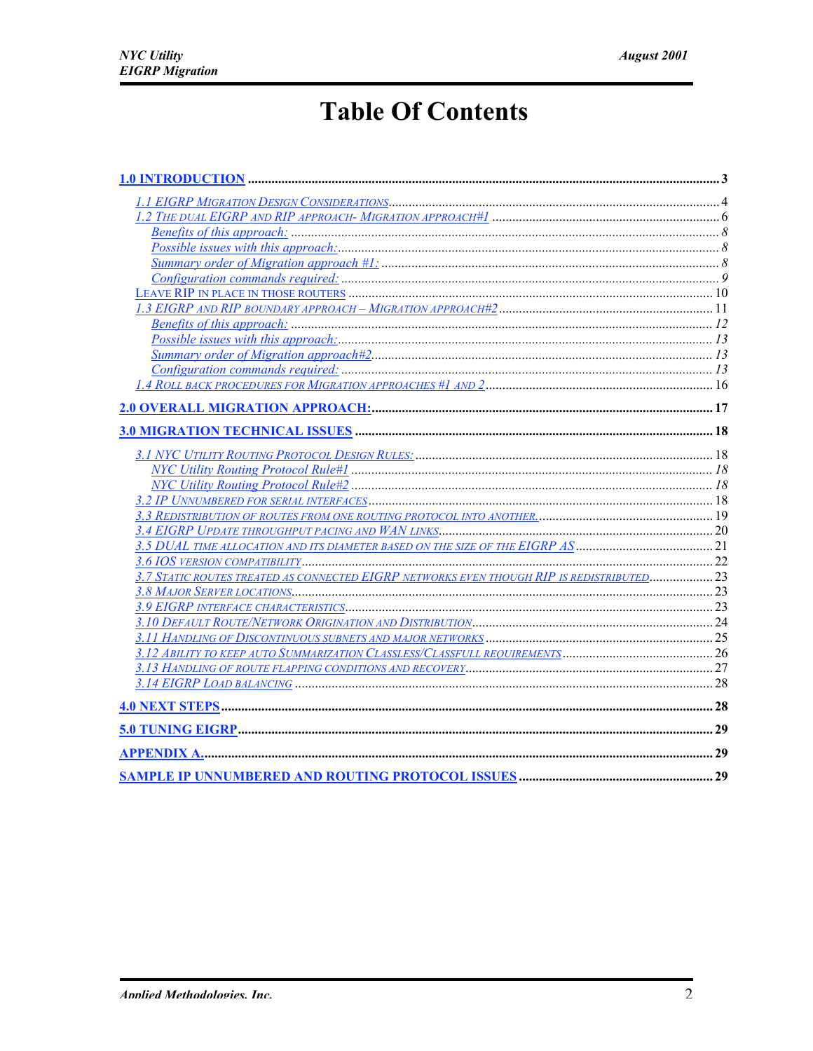# Table Of Contents

1.0 INTRODUCTION ..... 3

- 1.1 EIGRP MIGRATION DESIGN CONSIDERATIONS ..... 4
- 1.2 THE DUAL EIGRP AND RIP APPROACH- MIGRATION APPROACH#1 ..... 6
  - *Benefits of this approach:* ..... 8
  - *Possible issues with this approach:* ..... 8
  - *Summary order of Migration approach #1:* ..... 8
  - *Configuration commands required:* ..... 9
- LEAVE RIP IN PLACE IN THOSE ROUTERS ..... 10
- 1.3 EIGRP AND RIP BOUNDARY APPROACH – MIGRATION APPROACH#2 ..... 11
  - *Benefits of this approach:* ..... 12
  - *Possible issues with this approach:* ..... 13
  - *Summary order of Migration approach#2* ..... 13
  - *Configuration commands required:* ..... 13
- 1.4 ROLL BACK PROCEDURES FOR MIGRATION APPROACHES #1 AND 2 ..... 16

2.0 OVERALL MIGRATION APPROACH: ..... 17

3.0 MIGRATION TECHNICAL ISSUES ..... 18

- 3.1 NYC UTILITY ROUTING PROTOCOL DESIGN RULES: ..... 18
  - *NYC Utility Routing Protocol Rule#1* ..... 18
  - *NYC Utility Routing Protocol Rule#2* ..... 18
- 3.2 IP UNNUMBERED FOR SERIAL INTERFACES ..... 18
- 3.3 REDISTRIBUTION OF ROUTES FROM ONE ROUTING PROTOCOL INTO ANOTHER. ..... 19
- 3.4 EIGRP UPDATE THROUGHPUT PACING AND WAN LINKS ..... 20
- 3.5 DUAL TIME ALLOCATION AND ITS DIAMETER BASED ON THE SIZE OF THE EIGRP AS ..... 21
- 3.6 IOS VERSION COMPATIBILITY ..... 22
- 3.7 STATIC ROUTES TREATED AS CONNECTED EIGRP NETWORKS EVEN THOUGH RIP IS REDISTRIBUTED ..... 23
- 3.8 MAJOR SERVER LOCATIONS ..... 23
- 3.9 EIGRP INTERFACE CHARACTERISTICS ..... 23
- 3.10 DEFAULT ROUTE/NETWORK ORIGINATION AND DISTRIBUTION ..... 24
- 3.11 HANDLING OF DISCONTINUOUS SUBNETS AND MAJOR NETWORKS ..... 25
- 3.12 ABILITY TO KEEP AUTO SUMMARIZATION CLASSLESS/CLASSFULL REQUIREMENTS ..... 26
- 3.13 HANDLING OF ROUTE FLAPPING CONDITIONS AND RECOVERY ..... 27
- 3.14 EIGRP LOAD BALANCING ..... 28

4.0 NEXT STEPS ..... 28

5.0 TUNING EIGRP ..... 29

APPENDIX A. ..... 29

SAMPLE IP UNNUMBERED AND ROUTING PROTOCOL ISSUES ..... 29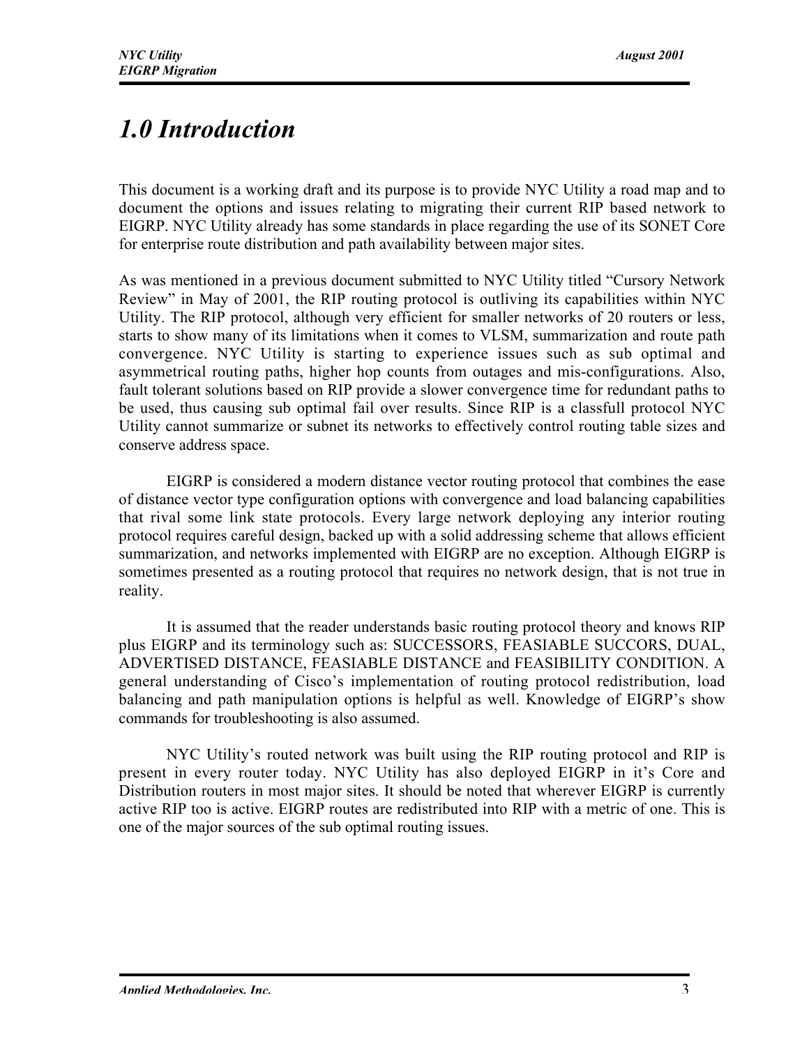# 1.0 Introduction

This document is a working draft and its purpose is to provide NYC Utility a road map and to document the options and issues relating to migrating their current RIP based network to EIGRP. NYC Utility already has some standards in place regarding the use of its SONET Core for enterprise route distribution and path availability between major sites.

As was mentioned in a previous document submitted to NYC Utility titled "Cursory Network Review" in May of 2001, the RIP routing protocol is outliving its capabilities within NYC Utility. The RIP protocol, although very efficient for smaller networks of 20 routers or less, starts to show many of its limitations when it comes to VLSM, summarization and route path convergence. NYC Utility is starting to experience issues such as sub optimal and asymmetrical routing paths, higher hop counts from outages and mis-configurations. Also, fault tolerant solutions based on RIP provide a slower convergence time for redundant paths to be used, thus causing sub optimal fail over results. Since RIP is a classfull protocol NYC Utility cannot summarize or subnet its networks to effectively control routing table sizes and conserve address space.

EIGRP is considered a modern distance vector routing protocol that combines the ease of distance vector type configuration options with convergence and load balancing capabilities that rival some link state protocols. Every large network deploying any interior routing protocol requires careful design, backed up with a solid addressing scheme that allows efficient summarization, and networks implemented with EIGRP are no exception. Although EIGRP is sometimes presented as a routing protocol that requires no network design, that is not true in reality.

It is assumed that the reader understands basic routing protocol theory and knows RIP plus EIGRP and its terminology such as: SUCCESSORS, FEASIABLE SUCCORS, DUAL, ADVERTISED DISTANCE, FEASIABLE DISTANCE and FEASIBILITY CONDITION. A general understanding of Cisco's implementation of routing protocol redistribution, load balancing and path manipulation options is helpful as well. Knowledge of EIGRP's show commands for troubleshooting is also assumed.

NYC Utility's routed network was built using the RIP routing protocol and RIP is present in every router today. NYC Utility has also deployed EIGRP in it's Core and Distribution routers in most major sites. It should be noted that wherever EIGRP is currently active RIP too is active. EIGRP routes are redistributed into RIP with a metric of one. This is one of the major sources of the sub optimal routing issues.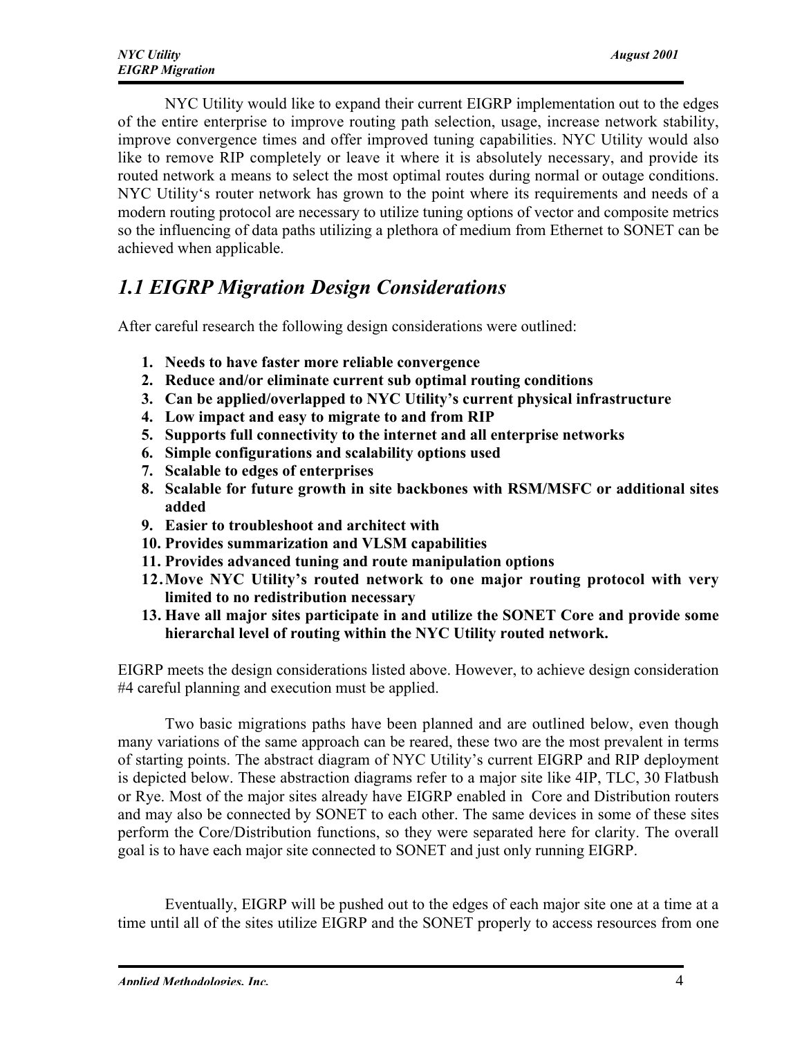NYC Utility would like to expand their current EIGRP implementation out to the edges of the entire enterprise to improve routing path selection, usage, increase network stability, improve convergence times and offer improved tuning capabilities. NYC Utility would also like to remove RIP completely or leave it where it is absolutely necessary, and provide its routed network a means to select the most optimal routes during normal or outage conditions. NYC Utility's router network has grown to the point where its requirements and needs of a modern routing protocol are necessary to utilize tuning options of vector and composite metrics so the influencing of data paths utilizing a plethora of medium from Ethernet to SONET can be achieved when applicable.

## *1.1 EIGRP Migration Design Considerations*

After careful research the following design considerations were outlined:

1. **Needs to have faster more reliable convergence**
2. **Reduce and/or eliminate current sub optimal routing conditions**
3. **Can be applied/overlapped to NYC Utility's current physical infrastructure**
4. **Low impact and easy to migrate to and from RIP**
5. **Supports full connectivity to the internet and all enterprise networks**
6. **Simple configurations and scalability options used**
7. **Scalable to edges of enterprises**
8. **Scalable for future growth in site backbones with RSM/MSFC or additional sites added**
9. **Easier to troubleshoot and architect with**
10. **Provides summarization and VLSM capabilities**
11. **Provides advanced tuning and route manipulation options**
12. **Move NYC Utility's routed network to one major routing protocol with very limited to no redistribution necessary**
13. **Have all major sites participate in and utilize the SONET Core and provide some hierarchal level of routing within the NYC Utility routed network.**

EIGRP meets the design considerations listed above. However, to achieve design consideration #4 careful planning and execution must be applied.

Two basic migrations paths have been planned and are outlined below, even though many variations of the same approach can be reared, these two are the most prevalent in terms of starting points. The abstract diagram of NYC Utility's current EIGRP and RIP deployment is depicted below. These abstraction diagrams refer to a major site like 4IP, TLC, 30 Flatbush or Rye. Most of the major sites already have EIGRP enabled in Core and Distribution routers and may also be connected by SONET to each other. The same devices in some of these sites perform the Core/Distribution functions, so they were separated here for clarity. The overall goal is to have each major site connected to SONET and just only running EIGRP.

Eventually, EIGRP will be pushed out to the edges of each major site one at a time at a time until all of the sites utilize EIGRP and the SONET properly to access resources from one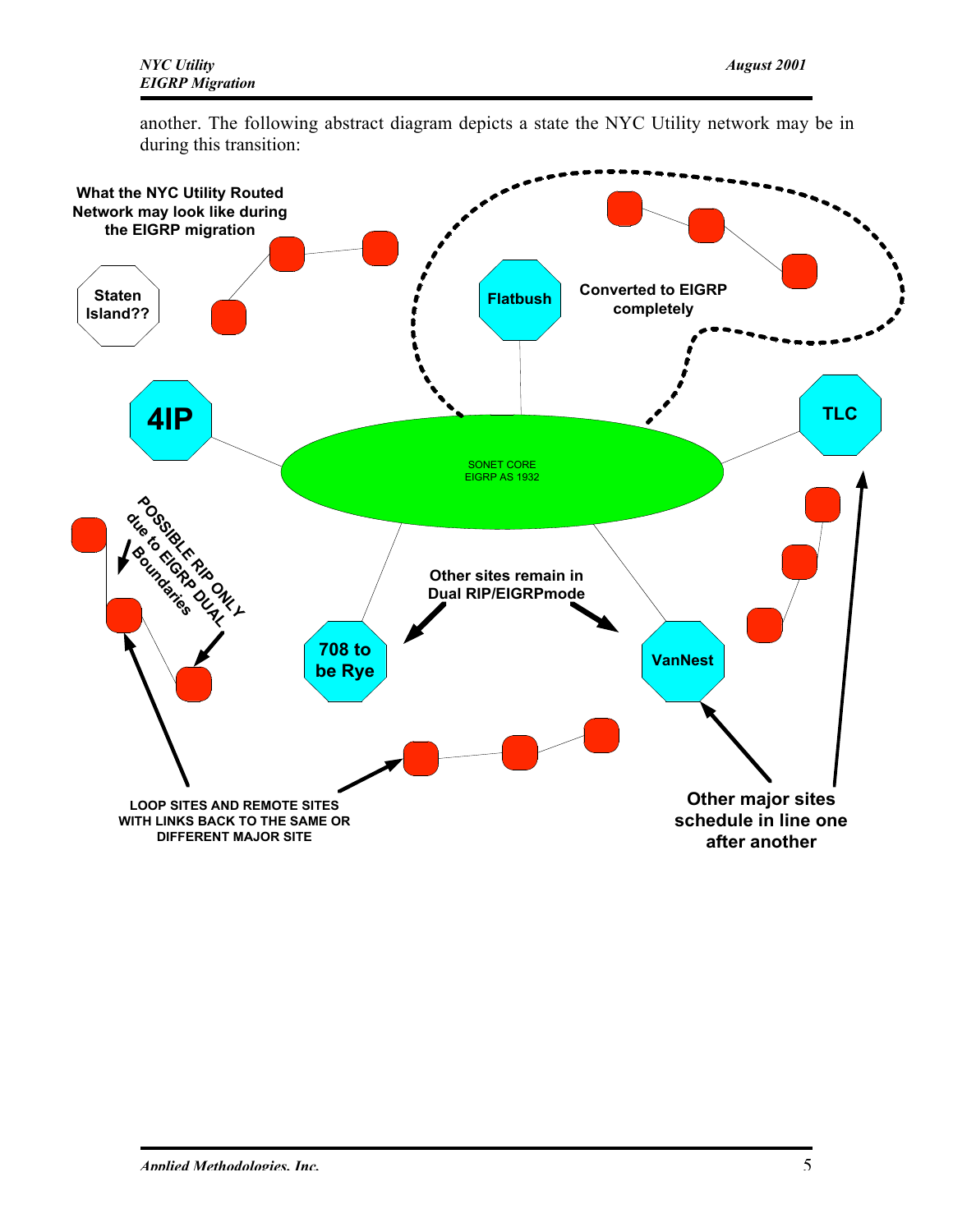another. The following abstract diagram depicts a state the NYC Utility network may be in during this transition: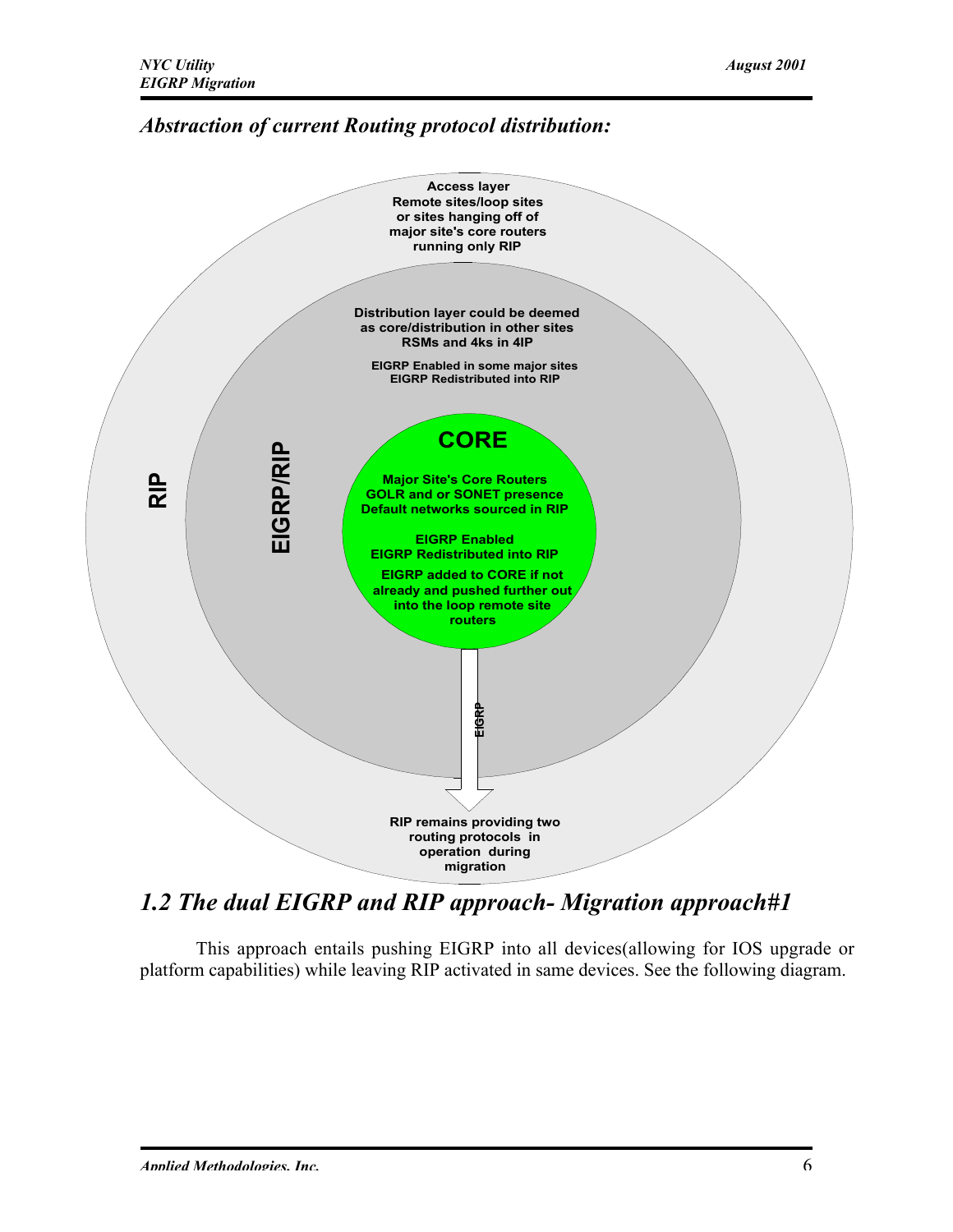## *Abstraction of current Routing protocol distribution:*

**Access layer**
**Remote sites/loop sites or sites hanging off of major site's core routers running only RIP**

**Distribution layer could be deemed as core/distribution in other sites RSMs and 4ks in 4IP**

**EIGRP Enabled in some major sites**
**EIGRP Redistributed into RIP**

**RIP**

**EIGRP/RIP**

**CORE**

**Major Site's Core Routers**
**GOLR and or SONET presence**
**Default networks sourced in RIP**

**EIGRP Enabled**
**EIGRP Redistributed into RIP**

**EIGRP added to CORE if not already and pushed further out into the loop remote site routers**

**EIGRP**

**RIP remains providing two routing protocols in operation during migration**

## *1.2 The dual EIGRP and RIP approach- Migration approach#1*

This approach entails pushing EIGRP into all devices(allowing for IOS upgrade or platform capabilities) while leaving RIP activated in same devices. See the following diagram.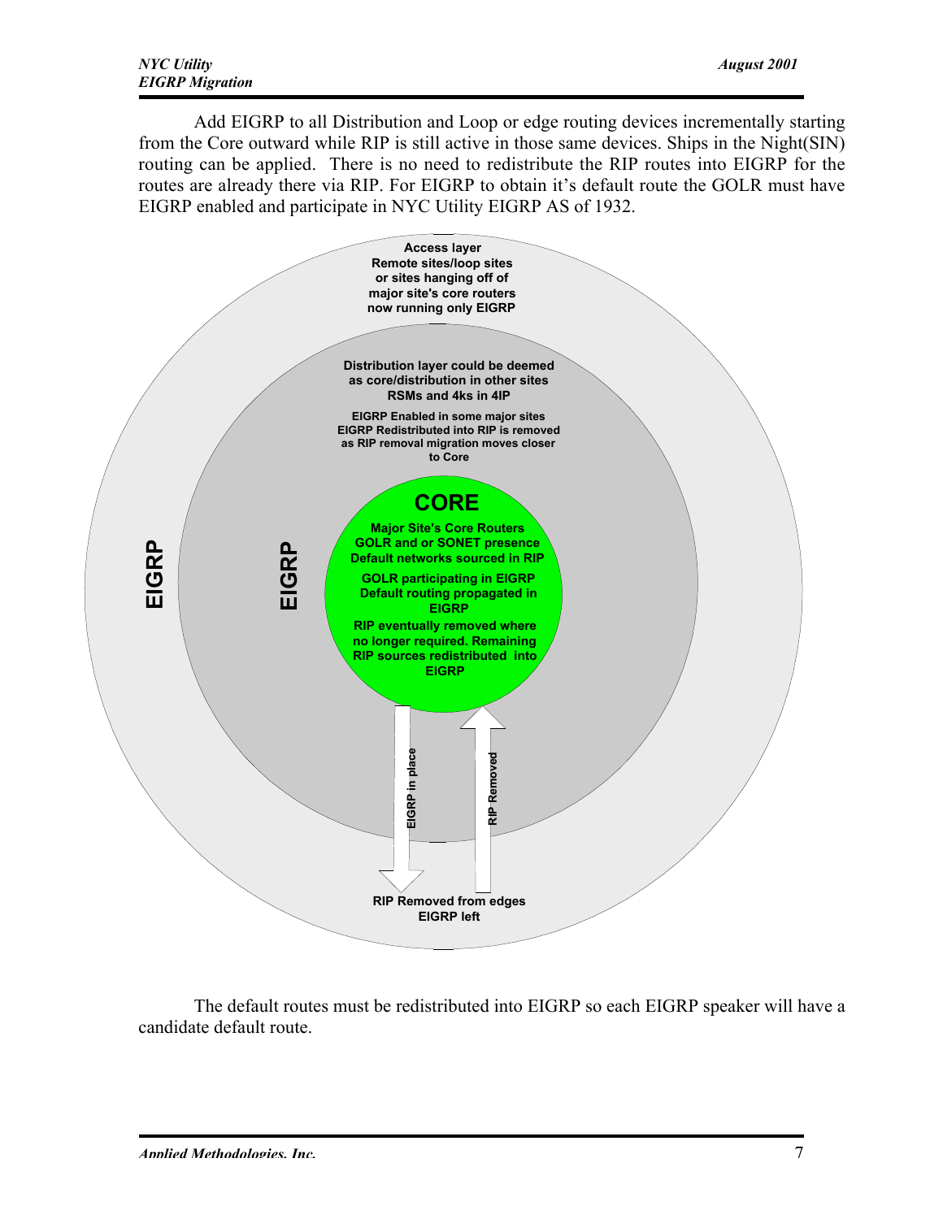Add EIGRP to all Distribution and Loop or edge routing devices incrementally starting from the Core outward while RIP is still active in those same devices. Ships in the Night(SIN) routing can be applied. There is no need to redistribute the RIP routes into EIGRP for the routes are already there via RIP. For EIGRP to obtain it's default route the GOLR must have EIGRP enabled and participate in NYC Utility EIGRP AS of 1932.

**Access layer**
**Remote sites/loop sites or sites hanging off of major site's core routers now running only EIGRP**

**Distribution layer could be deemed as core/distribution in other sites RSMs and 4ks in 4IP**

**EIGRP Enabled in some major sites EIGRP Redistributed into RIP is removed as RIP removal migration moves closer to Core**

**CORE**

**Major Site's Core Routers GOLR and or SONET presence Default networks sourced in RIP**

**GOLR participating in EIGRP Default routing propagated in EIGRP**

**RIP eventually removed where no longer required. Remaining RIP sources redistributed into EIGRP**

**EIGRP**

**EIGRP**

**EIGRP in place**

**RIP Removed**

**RIP Removed from edges EIGRP left**

The default routes must be redistributed into EIGRP so each EIGRP speaker will have a candidate default route.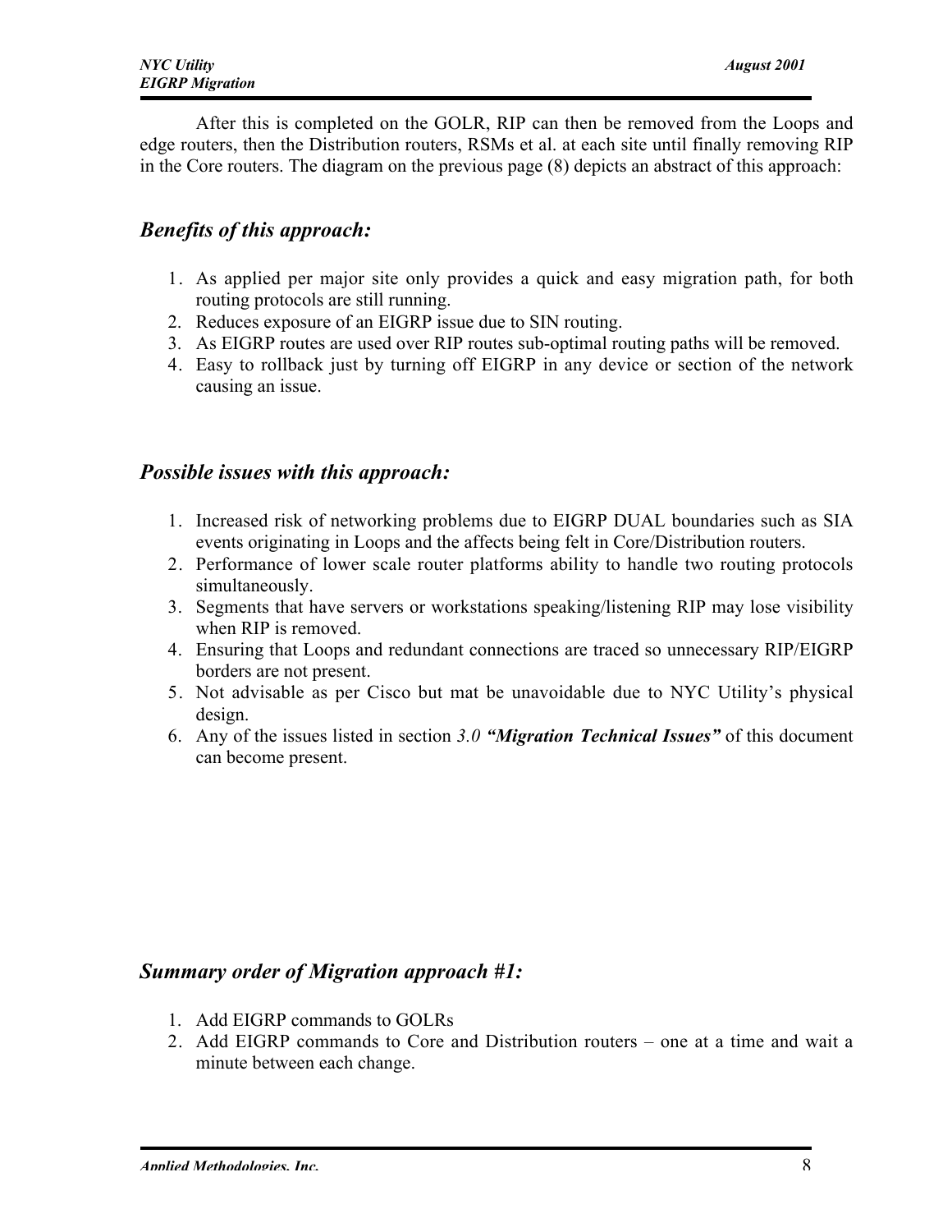After this is completed on the GOLR, RIP can then be removed from the Loops and edge routers, then the Distribution routers, RSMs et al. at each site until finally removing RIP in the Core routers. The diagram on the previous page (8) depicts an abstract of this approach:

### *Benefits of this approach:*

1. As applied per major site only provides a quick and easy migration path, for both routing protocols are still running.
2. Reduces exposure of an EIGRP issue due to SIN routing.
3. As EIGRP routes are used over RIP routes sub-optimal routing paths will be removed.
4. Easy to rollback just by turning off EIGRP in any device or section of the network causing an issue.

### *Possible issues with this approach:*

1. Increased risk of networking problems due to EIGRP DUAL boundaries such as SIA events originating in Loops and the affects being felt in Core/Distribution routers.
2. Performance of lower scale router platforms ability to handle two routing protocols simultaneously.
3. Segments that have servers or workstations speaking/listening RIP may lose visibility when RIP is removed.
4. Ensuring that Loops and redundant connections are traced so unnecessary RIP/EIGRP borders are not present.
5. Not advisable as per Cisco but mat be unavoidable due to NYC Utility's physical design.
6. Any of the issues listed in section *3.0* ***"Migration Technical Issues"*** of this document can become present.

### *Summary order of Migration approach #1:*

1. Add EIGRP commands to GOLRs
2. Add EIGRP commands to Core and Distribution routers – one at a time and wait a minute between each change.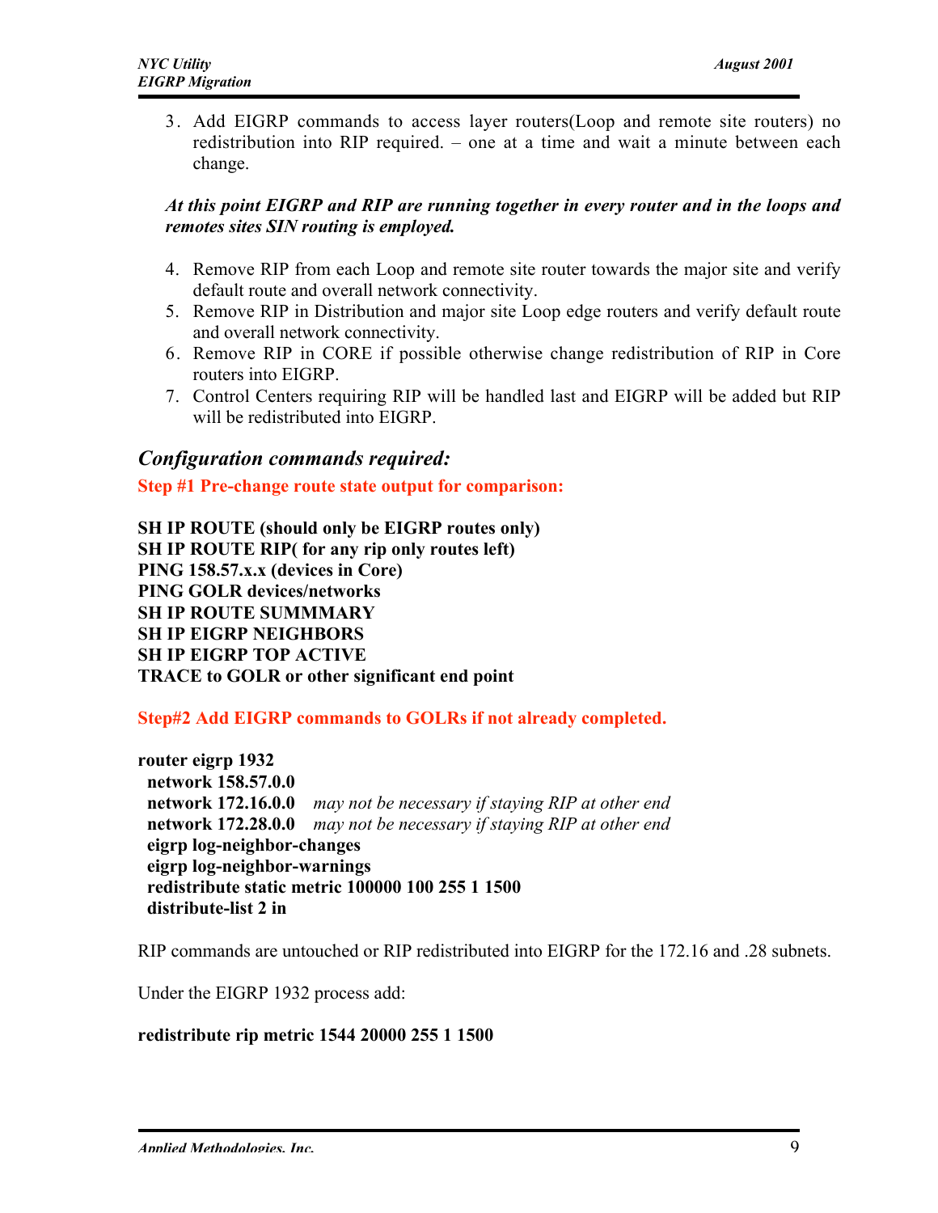3. Add EIGRP commands to access layer routers(Loop and remote site routers) no redistribution into RIP required. – one at a time and wait a minute between each change.

***At this point EIGRP and RIP are running together in every router and in the loops and remotes sites SIN routing is employed.***

4. Remove RIP from each Loop and remote site router towards the major site and verify default route and overall network connectivity.
5. Remove RIP in Distribution and major site Loop edge routers and verify default route and overall network connectivity.
6. Remove RIP in CORE if possible otherwise change redistribution of RIP in Core routers into EIGRP.
7. Control Centers requiring RIP will be handled last and EIGRP will be added but RIP will be redistributed into EIGRP.

## *Configuration commands required:*

**Step #1 Pre-change route state output for comparison:**

**SH IP ROUTE (should only be EIGRP routes only)**
**SH IP ROUTE RIP( for any rip only routes left)**
**PING 158.57.x.x (devices in Core)**
**PING GOLR devices/networks**
**SH IP ROUTE SUMMMARY**
**SH IP EIGRP NEIGHBORS**
**SH IP EIGRP TOP ACTIVE**
**TRACE to GOLR or other significant end point**

**Step#2 Add EIGRP commands to GOLRs if not already completed.**

```
router eigrp 1932
 network 158.57.0.0
 network 172.16.0.0    may not be necessary if staying RIP at other end
 network 172.28.0.0    may not be necessary if staying RIP at other end
 eigrp log-neighbor-changes
 eigrp log-neighbor-warnings
 redistribute static metric 100000 100 255 1 1500
 distribute-list 2 in
```

RIP commands are untouched or RIP redistributed into EIGRP for the 172.16 and .28 subnets.

Under the EIGRP 1932 process add:

**redistribute rip metric 1544 20000 255 1 1500**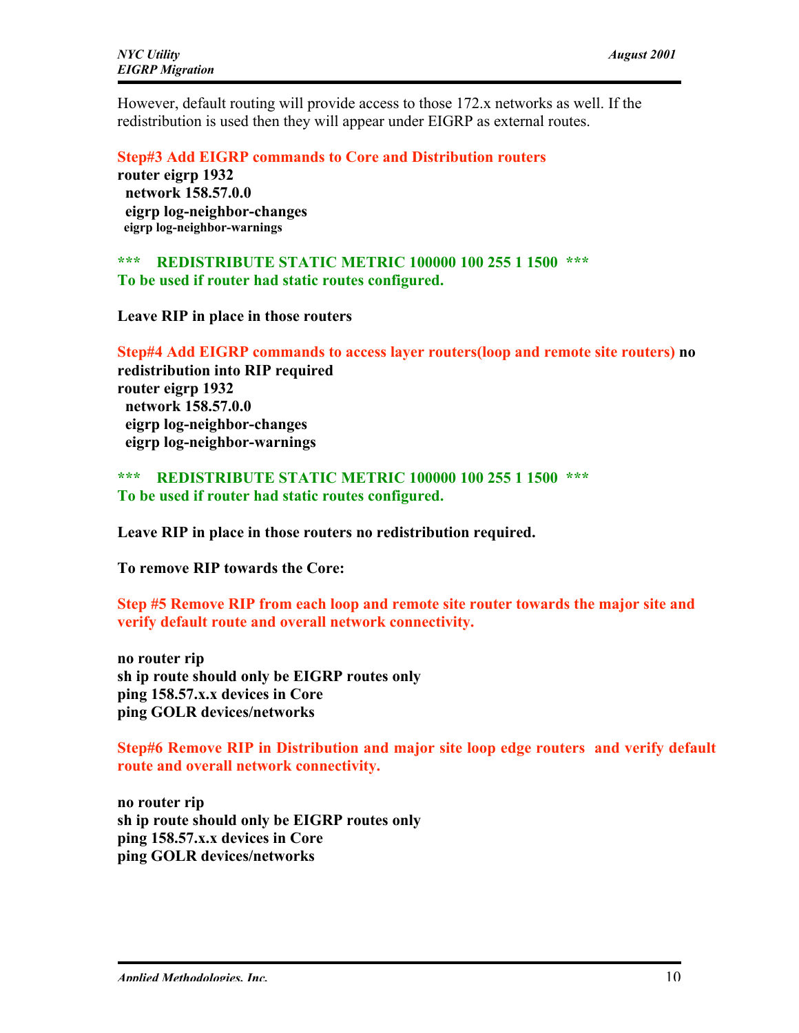However, default routing will provide access to those 172.x networks as well. If the redistribution is used then they will appear under EIGRP as external routes.

**Step#3 Add EIGRP commands to Core and Distribution routers**

```
router eigrp 1932
  network 158.57.0.0
  eigrp log-neighbor-changes
  eigrp log-neighbor-warnings
```

**\*\*\*    REDISTRIBUTE STATIC METRIC 100000 100 255 1 1500  \*\*\***
**To be used if router had static routes configured.**

**Leave RIP in place in those routers**

**Step#4 Add EIGRP commands to access layer routers(loop and remote site routers) no redistribution into RIP required**

```
router eigrp 1932
  network 158.57.0.0
  eigrp log-neighbor-changes
  eigrp log-neighbor-warnings
```

**\*\*\*    REDISTRIBUTE STATIC METRIC 100000 100 255 1 1500  \*\*\***
**To be used if router had static routes configured.**

**Leave RIP in place in those routers no redistribution required.**

**To remove RIP towards the Core:**

**Step #5 Remove RIP from each loop and remote site router towards the major site and verify default route and overall network connectivity.**

```
no router rip
sh ip route should only be EIGRP routes only
ping 158.57.x.x devices in Core
ping GOLR devices/networks
```

**Step#6 Remove RIP in Distribution and major site loop edge routers  and verify default route and overall network connectivity.**

```
no router rip
sh ip route should only be EIGRP routes only
ping 158.57.x.x devices in Core
ping GOLR devices/networks
```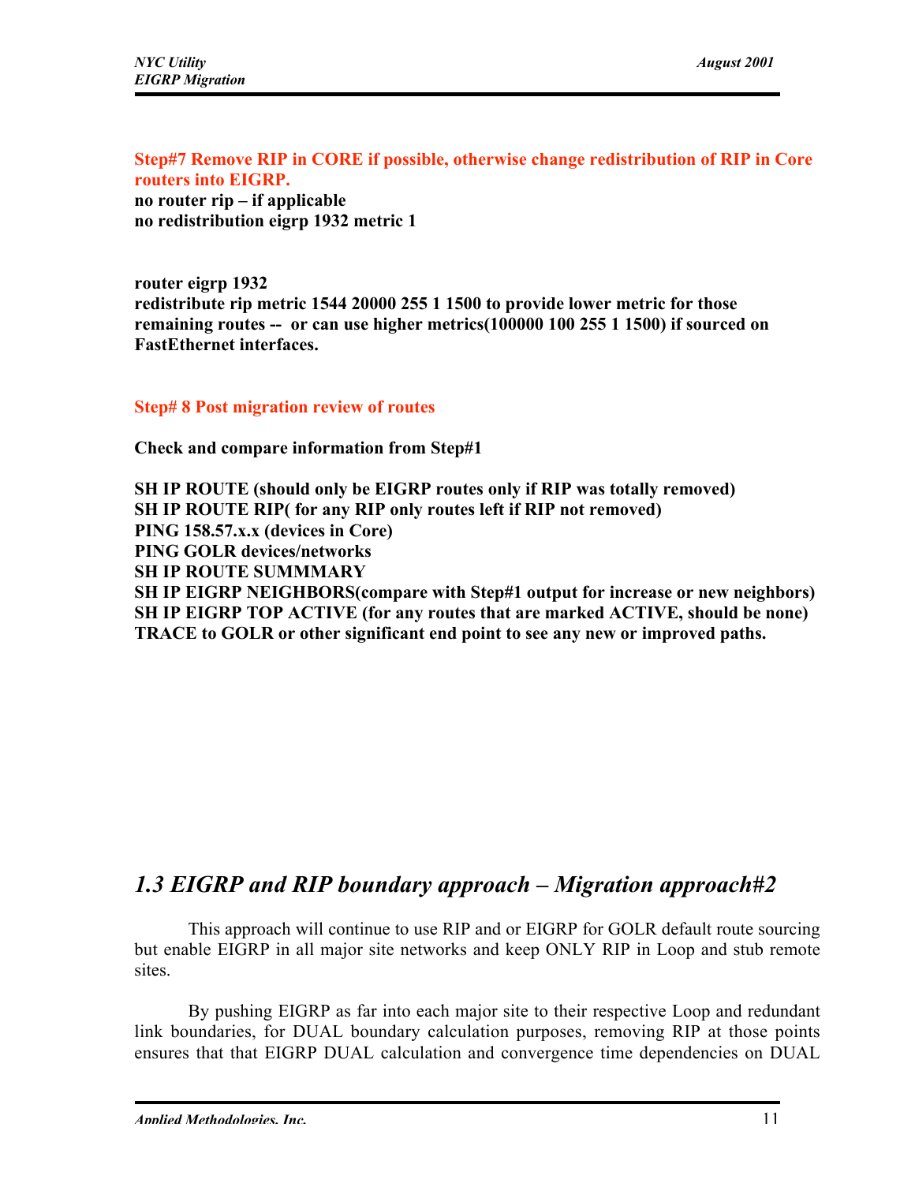**Step#7 Remove RIP in CORE if possible, otherwise change redistribution of RIP in Core routers into EIGRP.**

**no router rip – if applicable**
**no redistribution eigrp 1932 metric 1**

**router eigrp 1932**
**redistribute rip metric 1544 20000 255 1 1500 to provide lower metric for those remaining routes -- or can use higher metrics(100000 100 255 1 1500) if sourced on FastEthernet interfaces.**

**Step# 8 Post migration review of routes**

**Check and compare information from Step#1**

**SH IP ROUTE (should only be EIGRP routes only if RIP was totally removed)**
**SH IP ROUTE RIP( for any RIP only routes left if RIP not removed)**
**PING 158.57.x.x (devices in Core)**
**PING GOLR devices/networks**
**SH IP ROUTE SUMMMARY**
**SH IP EIGRP NEIGHBORS(compare with Step#1 output for increase or new neighbors)**
**SH IP EIGRP TOP ACTIVE (for any routes that are marked ACTIVE, should be none)**
**TRACE to GOLR or other significant end point to see any new or improved paths.**

## *1.3 EIGRP and RIP boundary approach – Migration approach#2*

This approach will continue to use RIP and or EIGRP for GOLR default route sourcing but enable EIGRP in all major site networks and keep ONLY RIP in Loop and stub remote sites.

By pushing EIGRP as far into each major site to their respective Loop and redundant link boundaries, for DUAL boundary calculation purposes, removing RIP at those points ensures that that EIGRP DUAL calculation and convergence time dependencies on DUAL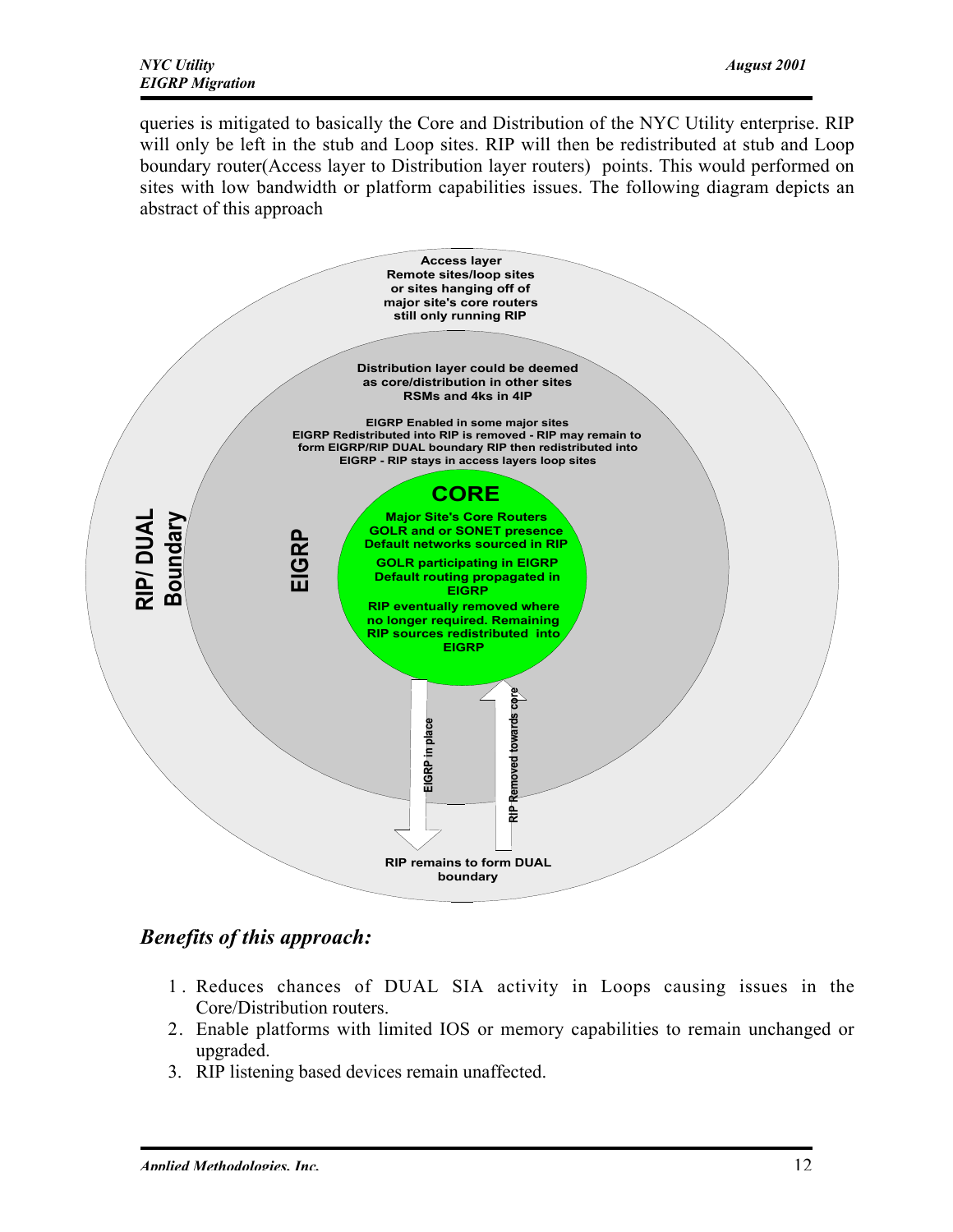queries is mitigated to basically the Core and Distribution of the NYC Utility enterprise. RIP will only be left in the stub and Loop sites. RIP will then be redistributed at stub and Loop boundary router(Access layer to Distribution layer routers) points. This would performed on sites with low bandwidth or platform capabilities issues. The following diagram depicts an abstract of this approach

Access layer
Remote sites/loop sites
or sites hanging off of
major site's core routers
still only running RIP

Distribution layer could be deemed
as core/distribution in other sites
RSMs and 4ks in 4IP

EIGRP Enabled in some major sites
EIGRP Redistributed into RIP is removed - RIP may remain to
form EIGRP/RIP DUAL boundary RIP then redistributed into
EIGRP - RIP stays in access layers loop sites

RIP/ DUAL Boundary

EIGRP

CORE

Major Site's Core Routers
GOLR and or SONET presence
Default networks sourced in RIP

GOLR participating in EIGRP
Default routing propagated in
EIGRP

RIP eventually removed where
no longer required. Remaining
RIP sources redistributed into
EIGRP

EIGRP in place

RIP Removed towards core

RIP remains to form DUAL
boundary

## *Benefits of this approach:*

1. Reduces chances of DUAL SIA activity in Loops causing issues in the Core/Distribution routers.
2. Enable platforms with limited IOS or memory capabilities to remain unchanged or upgraded.
3. RIP listening based devices remain unaffected.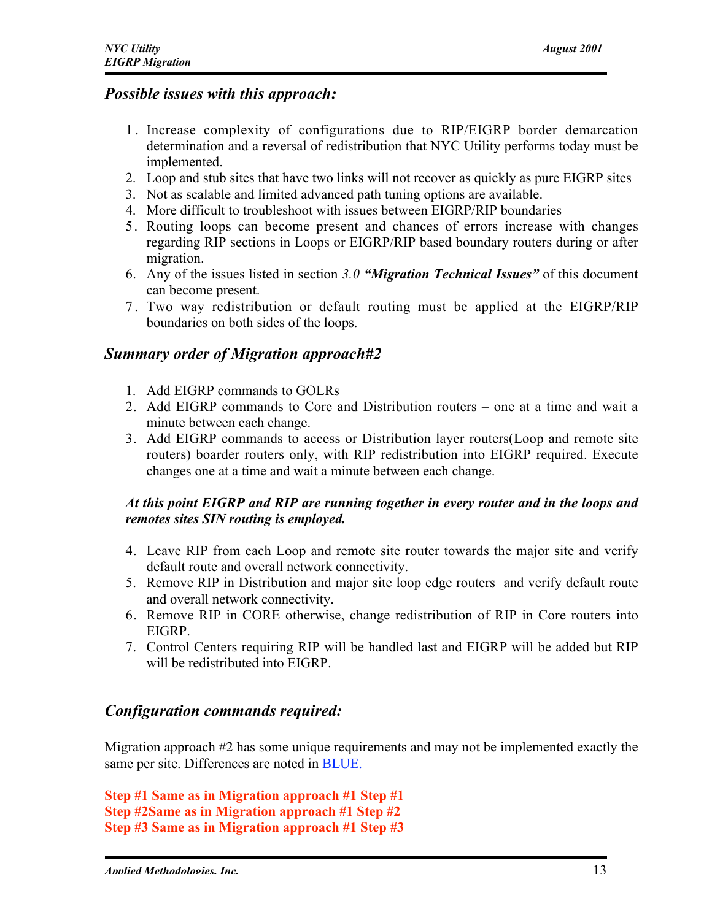## *Possible issues with this approach:*

1. Increase complexity of configurations due to RIP/EIGRP border demarcation determination and a reversal of redistribution that NYC Utility performs today must be implemented.
2. Loop and stub sites that have two links will not recover as quickly as pure EIGRP sites
3. Not as scalable and limited advanced path tuning options are available.
4. More difficult to troubleshoot with issues between EIGRP/RIP boundaries
5. Routing loops can become present and chances of errors increase with changes regarding RIP sections in Loops or EIGRP/RIP based boundary routers during or after migration.
6. Any of the issues listed in section *3.0* ***"Migration Technical Issues"*** of this document can become present.
7. Two way redistribution or default routing must be applied at the EIGRP/RIP boundaries on both sides of the loops.

## *Summary order of Migration approach#2*

1. Add EIGRP commands to GOLRs
2. Add EIGRP commands to Core and Distribution routers – one at a time and wait a minute between each change.
3. Add EIGRP commands to access or Distribution layer routers(Loop and remote site routers) boarder routers only, with RIP redistribution into EIGRP required. Execute changes one at a time and wait a minute between each change.

***At this point EIGRP and RIP are running together in every router and in the loops and remotes sites SIN routing is employed.***

4. Leave RIP from each Loop and remote site router towards the major site and verify default route and overall network connectivity.
5. Remove RIP in Distribution and major site loop edge routers and verify default route and overall network connectivity.
6. Remove RIP in CORE otherwise, change redistribution of RIP in Core routers into EIGRP.
7. Control Centers requiring RIP will be handled last and EIGRP will be added but RIP will be redistributed into EIGRP.

## *Configuration commands required:*

Migration approach #2 has some unique requirements and may not be implemented exactly the same per site. Differences are noted in BLUE.

**Step #1 Same as in Migration approach #1 Step #1**
**Step #2Same as in Migration approach #1 Step #2**
**Step #3 Same as in Migration approach #1 Step #3**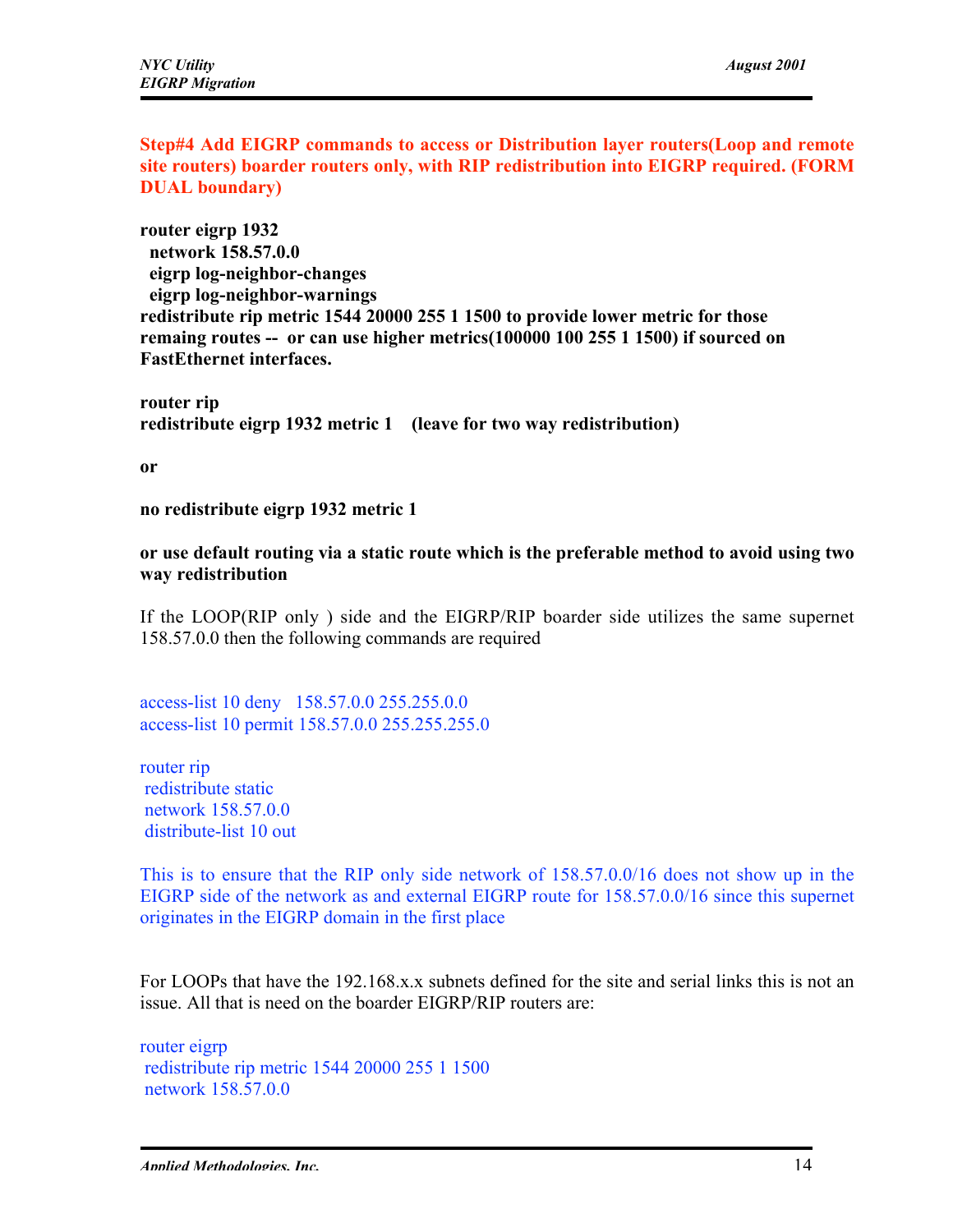**Step#4 Add EIGRP commands to access or Distribution layer routers(Loop and remote site routers) boarder routers only, with RIP redistribution into EIGRP required. (FORM DUAL boundary)**

```
router eigrp 1932
  network 158.57.0.0
  eigrp log-neighbor-changes
  eigrp log-neighbor-warnings
```

**redistribute rip metric 1544 20000 255 1 1500 to provide lower metric for those remaing routes -- or can use higher metrics(100000 100 255 1 1500) if sourced on FastEthernet interfaces.**

**router rip**
**redistribute eigrp 1932 metric 1 (leave for two way redistribution)**

**or**

**no redistribute eigrp 1932 metric 1**

**or use default routing via a static route which is the preferable method to avoid using two way redistribution**

If the LOOP(RIP only ) side and the EIGRP/RIP boarder side utilizes the same supernet 158.57.0.0 then the following commands are required

```
access-list 10 deny   158.57.0.0 255.255.0.0
access-list 10 permit 158.57.0.0 255.255.255.0

router rip
 redistribute static
 network 158.57.0.0
 distribute-list 10 out
```

This is to ensure that the RIP only side network of 158.57.0.0/16 does not show up in the EIGRP side of the network as and external EIGRP route for 158.57.0.0/16 since this supernet originates in the EIGRP domain in the first place

For LOOPs that have the 192.168.x.x subnets defined for the site and serial links this is not an issue. All that is need on the boarder EIGRP/RIP routers are:

```
router eigrp
 redistribute rip metric 1544 20000 255 1 1500
 network 158.57.0.0
```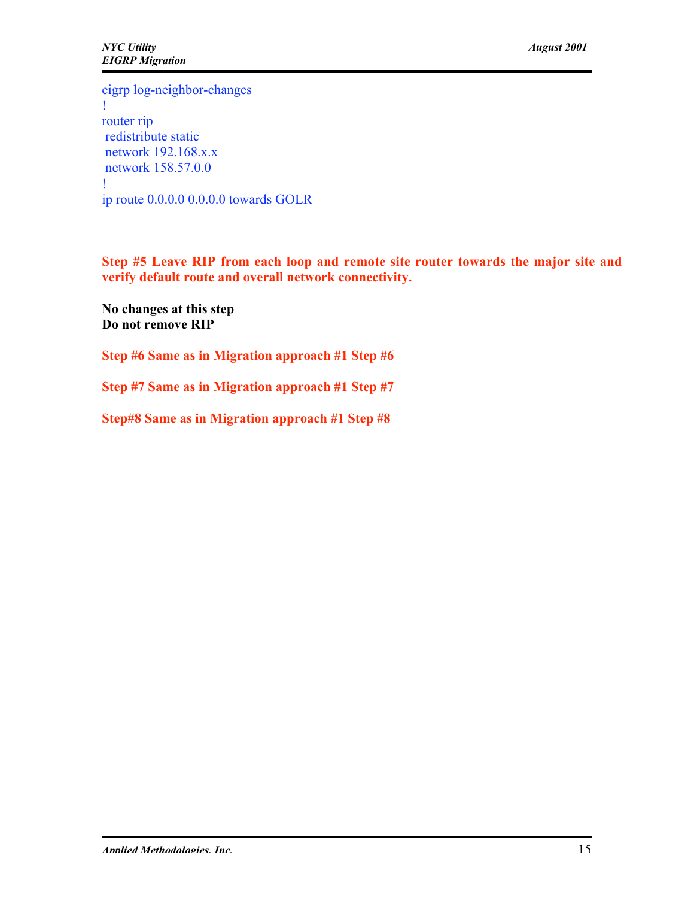```
eigrp log-neighbor-changes
!
router rip
 redistribute static
 network 192.168.x.x
 network 158.57.0.0
!
ip route 0.0.0.0 0.0.0.0 towards GOLR
```

**Step #5 Leave RIP from each loop and remote site router towards the major site and verify default route and overall network connectivity.**

**No changes at this step**
**Do not remove RIP**

**Step #6 Same as in Migration approach #1 Step #6**

**Step #7 Same as in Migration approach #1 Step #7**

**Step#8 Same as in Migration approach #1 Step #8**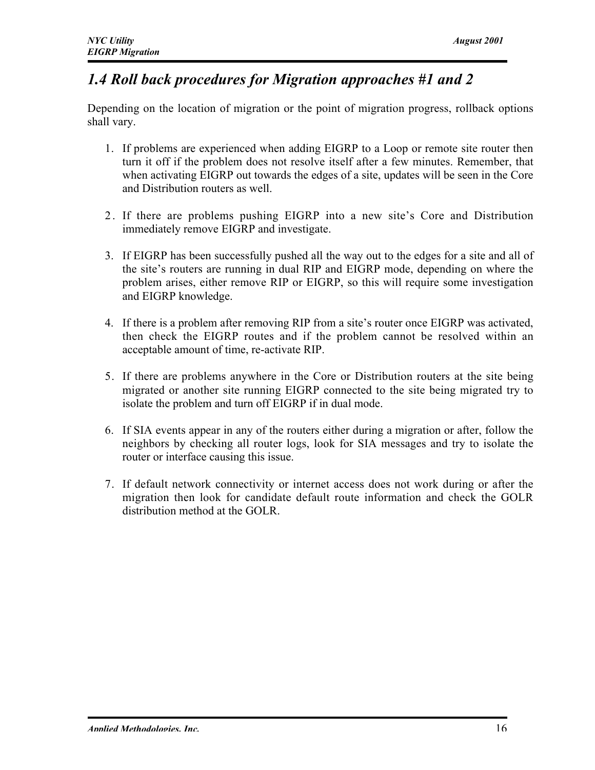## *1.4 Roll back procedures for Migration approaches #1 and 2*

Depending on the location of migration or the point of migration progress, rollback options shall vary.

1. If problems are experienced when adding EIGRP to a Loop or remote site router then turn it off if the problem does not resolve itself after a few minutes. Remember, that when activating EIGRP out towards the edges of a site, updates will be seen in the Core and Distribution routers as well.

2. If there are problems pushing EIGRP into a new site's Core and Distribution immediately remove EIGRP and investigate.

3. If EIGRP has been successfully pushed all the way out to the edges for a site and all of the site's routers are running in dual RIP and EIGRP mode, depending on where the problem arises, either remove RIP or EIGRP, so this will require some investigation and EIGRP knowledge.

4. If there is a problem after removing RIP from a site's router once EIGRP was activated, then check the EIGRP routes and if the problem cannot be resolved within an acceptable amount of time, re-activate RIP.

5. If there are problems anywhere in the Core or Distribution routers at the site being migrated or another site running EIGRP connected to the site being migrated try to isolate the problem and turn off EIGRP if in dual mode.

6. If SIA events appear in any of the routers either during a migration or after, follow the neighbors by checking all router logs, look for SIA messages and try to isolate the router or interface causing this issue.

7. If default network connectivity or internet access does not work during or after the migration then look for candidate default route information and check the GOLR distribution method at the GOLR.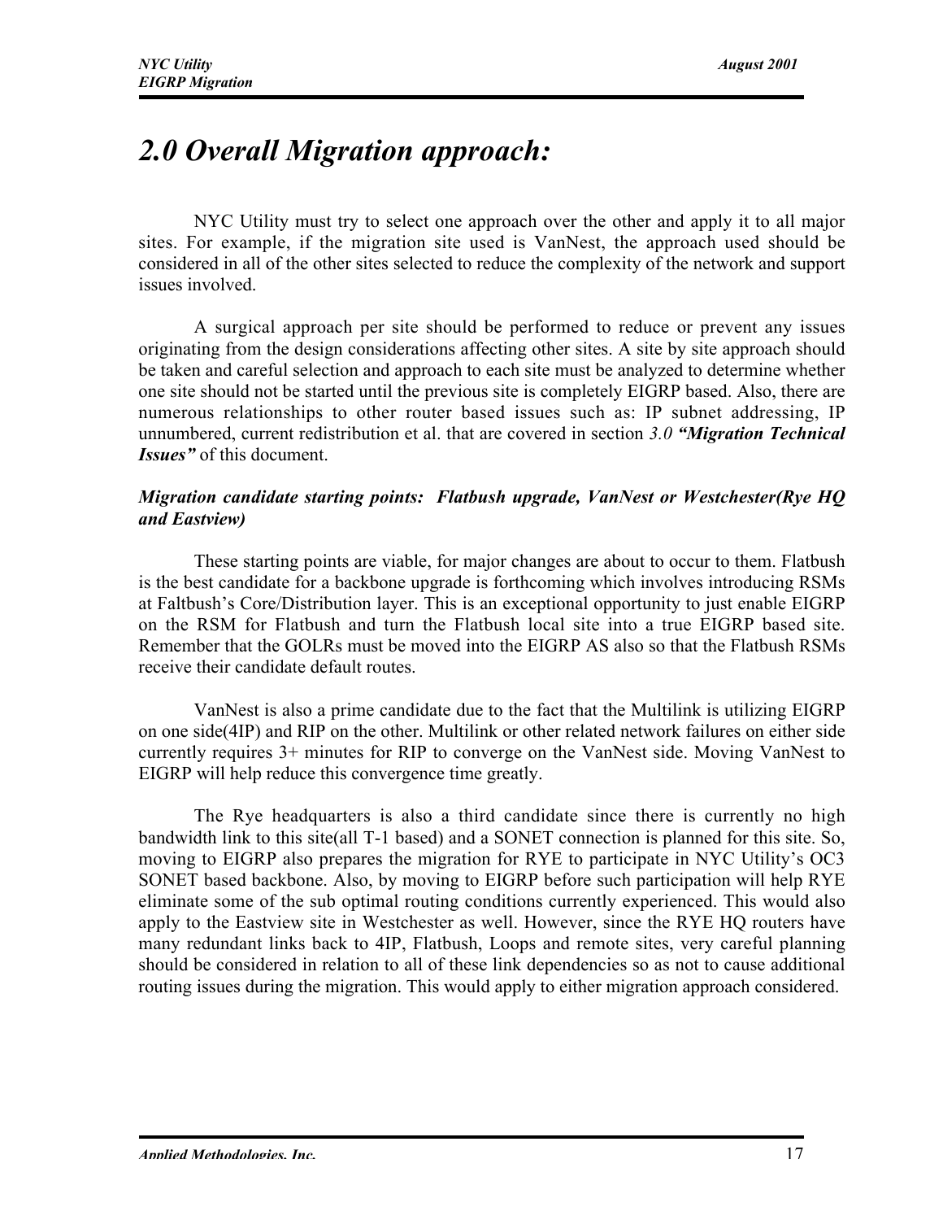# *2.0 Overall Migration approach:*

NYC Utility must try to select one approach over the other and apply it to all major sites. For example, if the migration site used is VanNest, the approach used should be considered in all of the other sites selected to reduce the complexity of the network and support issues involved.

A surgical approach per site should be performed to reduce or prevent any issues originating from the design considerations affecting other sites. A site by site approach should be taken and careful selection and approach to each site must be analyzed to determine whether one site should not be started until the previous site is completely EIGRP based. Also, there are numerous relationships to other router based issues such as: IP subnet addressing, IP unnumbered, current redistribution et al. that are covered in section *3.0* ***"Migration Technical Issues"*** of this document.

***Migration candidate starting points: Flatbush upgrade, VanNest or Westchester(Rye HQ and Eastview)***

These starting points are viable, for major changes are about to occur to them. Flatbush is the best candidate for a backbone upgrade is forthcoming which involves introducing RSMs at Faltbush's Core/Distribution layer. This is an exceptional opportunity to just enable EIGRP on the RSM for Flatbush and turn the Flatbush local site into a true EIGRP based site. Remember that the GOLRs must be moved into the EIGRP AS also so that the Flatbush RSMs receive their candidate default routes.

VanNest is also a prime candidate due to the fact that the Multilink is utilizing EIGRP on one side(4IP) and RIP on the other. Multilink or other related network failures on either side currently requires 3+ minutes for RIP to converge on the VanNest side. Moving VanNest to EIGRP will help reduce this convergence time greatly.

The Rye headquarters is also a third candidate since there is currently no high bandwidth link to this site(all T-1 based) and a SONET connection is planned for this site. So, moving to EIGRP also prepares the migration for RYE to participate in NYC Utility's OC3 SONET based backbone. Also, by moving to EIGRP before such participation will help RYE eliminate some of the sub optimal routing conditions currently experienced. This would also apply to the Eastview site in Westchester as well. However, since the RYE HQ routers have many redundant links back to 4IP, Flatbush, Loops and remote sites, very careful planning should be considered in relation to all of these link dependencies so as not to cause additional routing issues during the migration. This would apply to either migration approach considered.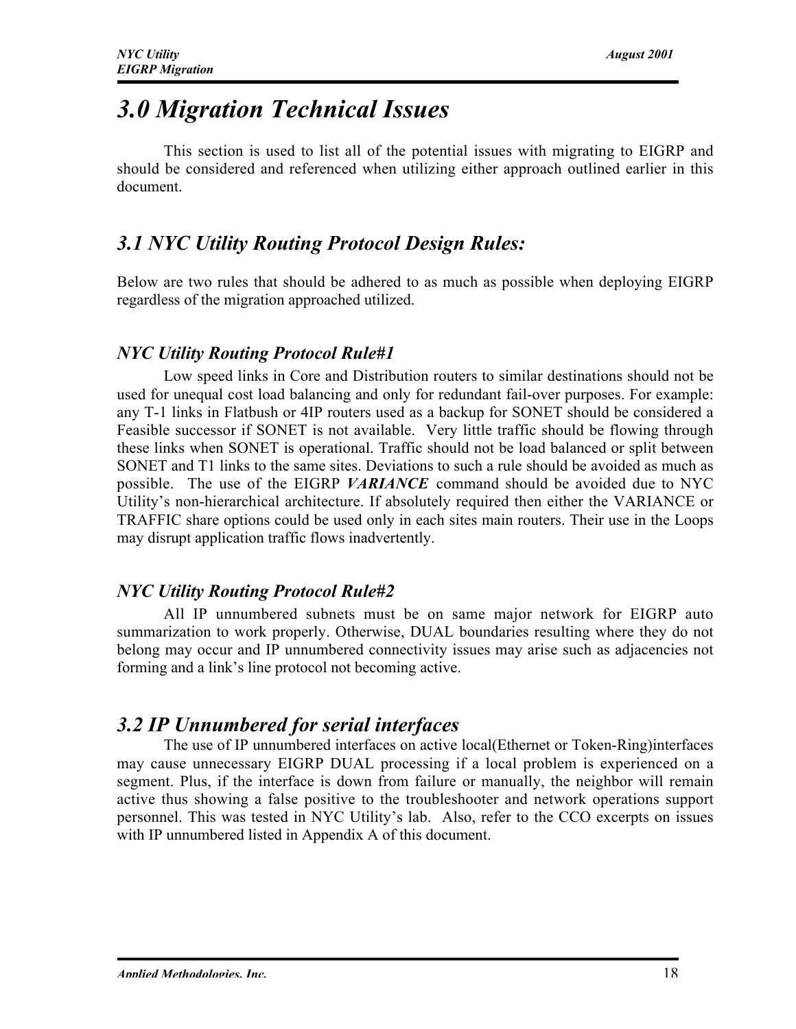# *3.0 Migration Technical Issues*

This section is used to list all of the potential issues with migrating to EIGRP and should be considered and referenced when utilizing either approach outlined earlier in this document.

## *3.1 NYC Utility Routing Protocol Design Rules:*

Below are two rules that should be adhered to as much as possible when deploying EIGRP regardless of the migration approached utilized.

### *NYC Utility Routing Protocol Rule#1*

Low speed links in Core and Distribution routers to similar destinations should not be used for unequal cost load balancing and only for redundant fail-over purposes. For example: any T-1 links in Flatbush or 4IP routers used as a backup for SONET should be considered a Feasible successor if SONET is not available. Very little traffic should be flowing through these links when SONET is operational. Traffic should not be load balanced or split between SONET and T1 links to the same sites. Deviations to such a rule should be avoided as much as possible. The use of the EIGRP ***VARIANCE*** command should be avoided due to NYC Utility's non-hierarchical architecture. If absolutely required then either the VARIANCE or TRAFFIC share options could be used only in each sites main routers. Their use in the Loops may disrupt application traffic flows inadvertently.

### *NYC Utility Routing Protocol Rule#2*

All IP unnumbered subnets must be on same major network for EIGRP auto summarization to work properly. Otherwise, DUAL boundaries resulting where they do not belong may occur and IP unnumbered connectivity issues may arise such as adjacencies not forming and a link's line protocol not becoming active.

## *3.2 IP Unnumbered for serial interfaces*

The use of IP unnumbered interfaces on active local(Ethernet or Token-Ring)interfaces may cause unnecessary EIGRP DUAL processing if a local problem is experienced on a segment. Plus, if the interface is down from failure or manually, the neighbor will remain active thus showing a false positive to the troubleshooter and network operations support personnel. This was tested in NYC Utility's lab. Also, refer to the CCO excerpts on issues with IP unnumbered listed in Appendix A of this document.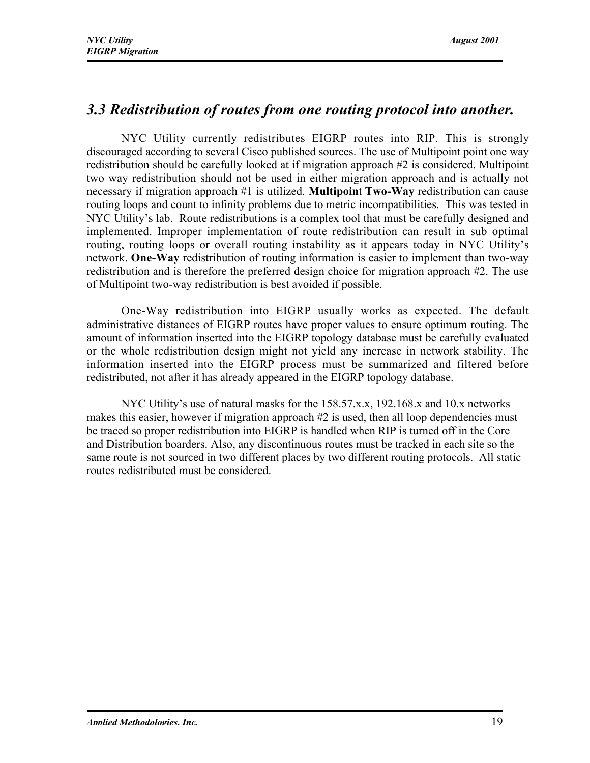## *3.3 Redistribution of routes from one routing protocol into another.*

NYC Utility currently redistributes EIGRP routes into RIP. This is strongly discouraged according to several Cisco published sources. The use of Multipoint point one way redistribution should be carefully looked at if migration approach #2 is considered. Multipoint two way redistribution should not be used in either migration approach and is actually not necessary if migration approach #1 is utilized. **Multipoin**t **Two-Way** redistribution can cause routing loops and count to infinity problems due to metric incompatibilities. This was tested in NYC Utility's lab. Route redistributions is a complex tool that must be carefully designed and implemented. Improper implementation of route redistribution can result in sub optimal routing, routing loops or overall routing instability as it appears today in NYC Utility's network. **One-Way** redistribution of routing information is easier to implement than two-way redistribution and is therefore the preferred design choice for migration approach #2. The use of Multipoint two-way redistribution is best avoided if possible.

One-Way redistribution into EIGRP usually works as expected. The default administrative distances of EIGRP routes have proper values to ensure optimum routing. The amount of information inserted into the EIGRP topology database must be carefully evaluated or the whole redistribution design might not yield any increase in network stability. The information inserted into the EIGRP process must be summarized and filtered before redistributed, not after it has already appeared in the EIGRP topology database.

NYC Utility's use of natural masks for the 158.57.x.x, 192.168.x and 10.x networks makes this easier, however if migration approach #2 is used, then all loop dependencies must be traced so proper redistribution into EIGRP is handled when RIP is turned off in the Core and Distribution boarders. Also, any discontinuous routes must be tracked in each site so the same route is not sourced in two different places by two different routing protocols. All static routes redistributed must be considered.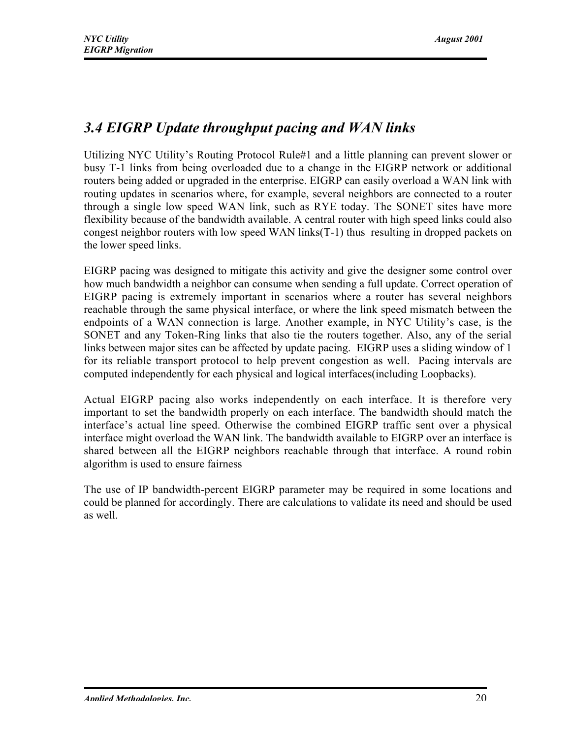## 3.4 EIGRP Update throughput pacing and WAN links

Utilizing NYC Utility's Routing Protocol Rule#1 and a little planning can prevent slower or busy T-1 links from being overloaded due to a change in the EIGRP network or additional routers being added or upgraded in the enterprise. EIGRP can easily overload a WAN link with routing updates in scenarios where, for example, several neighbors are connected to a router through a single low speed WAN link, such as RYE today. The SONET sites have more flexibility because of the bandwidth available. A central router with high speed links could also congest neighbor routers with low speed WAN links(T-1) thus resulting in dropped packets on the lower speed links.

EIGRP pacing was designed to mitigate this activity and give the designer some control over how much bandwidth a neighbor can consume when sending a full update. Correct operation of EIGRP pacing is extremely important in scenarios where a router has several neighbors reachable through the same physical interface, or where the link speed mismatch between the endpoints of a WAN connection is large. Another example, in NYC Utility's case, is the SONET and any Token-Ring links that also tie the routers together. Also, any of the serial links between major sites can be affected by update pacing. EIGRP uses a sliding window of 1 for its reliable transport protocol to help prevent congestion as well. Pacing intervals are computed independently for each physical and logical interfaces(including Loopbacks).

Actual EIGRP pacing also works independently on each interface. It is therefore very important to set the bandwidth properly on each interface. The bandwidth should match the interface's actual line speed. Otherwise the combined EIGRP traffic sent over a physical interface might overload the WAN link. The bandwidth available to EIGRP over an interface is shared between all the EIGRP neighbors reachable through that interface. A round robin algorithm is used to ensure fairness

The use of IP bandwidth-percent EIGRP parameter may be required in some locations and could be planned for accordingly. There are calculations to validate its need and should be used as well.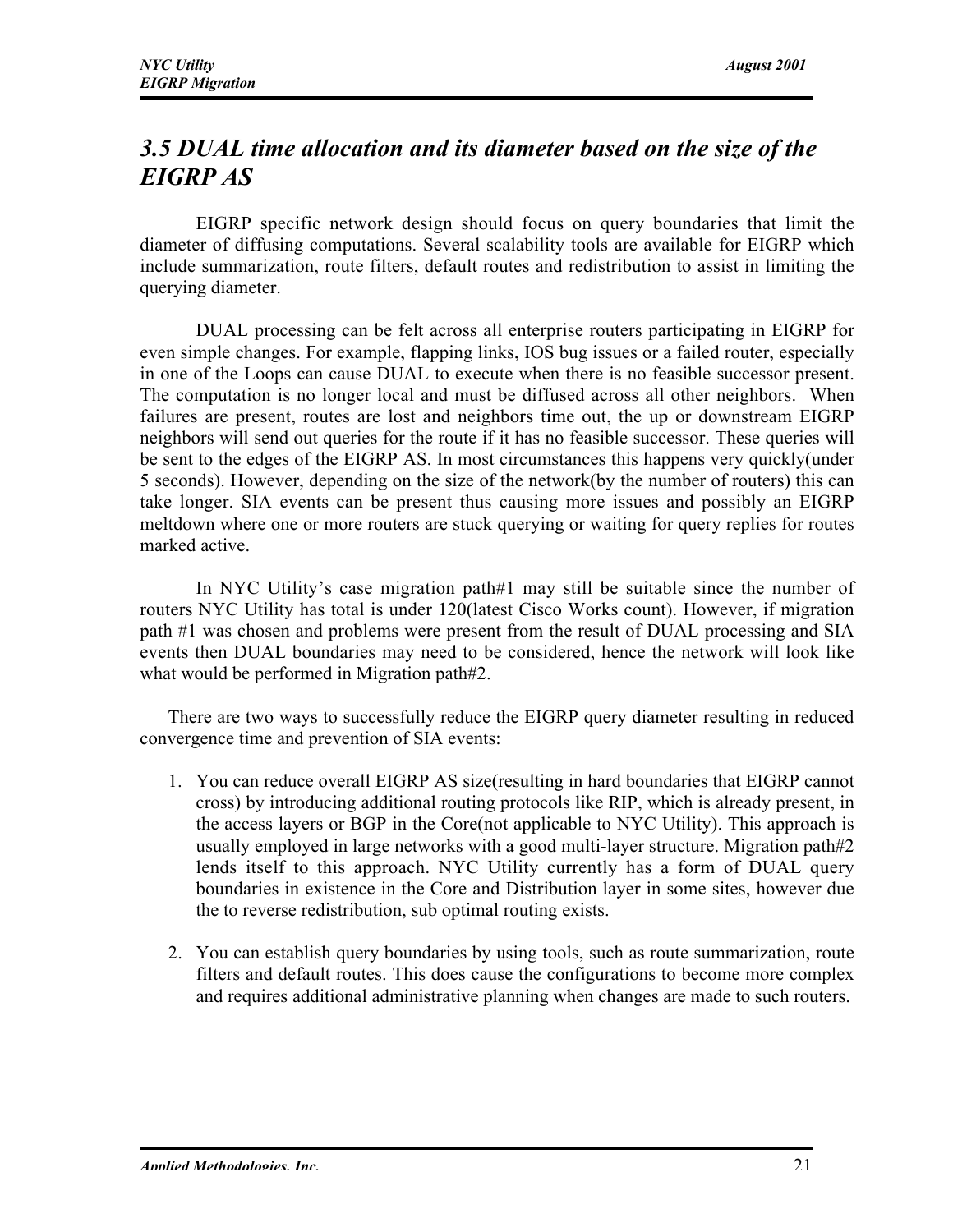## *3.5 DUAL time allocation and its diameter based on the size of the EIGRP AS*

EIGRP specific network design should focus on query boundaries that limit the diameter of diffusing computations. Several scalability tools are available for EIGRP which include summarization, route filters, default routes and redistribution to assist in limiting the querying diameter.

DUAL processing can be felt across all enterprise routers participating in EIGRP for even simple changes. For example, flapping links, IOS bug issues or a failed router, especially in one of the Loops can cause DUAL to execute when there is no feasible successor present. The computation is no longer local and must be diffused across all other neighbors. When failures are present, routes are lost and neighbors time out, the up or downstream EIGRP neighbors will send out queries for the route if it has no feasible successor. These queries will be sent to the edges of the EIGRP AS. In most circumstances this happens very quickly(under 5 seconds). However, depending on the size of the network(by the number of routers) this can take longer. SIA events can be present thus causing more issues and possibly an EIGRP meltdown where one or more routers are stuck querying or waiting for query replies for routes marked active.

In NYC Utility's case migration path#1 may still be suitable since the number of routers NYC Utility has total is under 120(latest Cisco Works count). However, if migration path #1 was chosen and problems were present from the result of DUAL processing and SIA events then DUAL boundaries may need to be considered, hence the network will look like what would be performed in Migration path#2.

There are two ways to successfully reduce the EIGRP query diameter resulting in reduced convergence time and prevention of SIA events:

1. You can reduce overall EIGRP AS size(resulting in hard boundaries that EIGRP cannot cross) by introducing additional routing protocols like RIP, which is already present, in the access layers or BGP in the Core(not applicable to NYC Utility). This approach is usually employed in large networks with a good multi-layer structure. Migration path#2 lends itself to this approach. NYC Utility currently has a form of DUAL query boundaries in existence in the Core and Distribution layer in some sites, however due the to reverse redistribution, sub optimal routing exists.

2. You can establish query boundaries by using tools, such as route summarization, route filters and default routes. This does cause the configurations to become more complex and requires additional administrative planning when changes are made to such routers.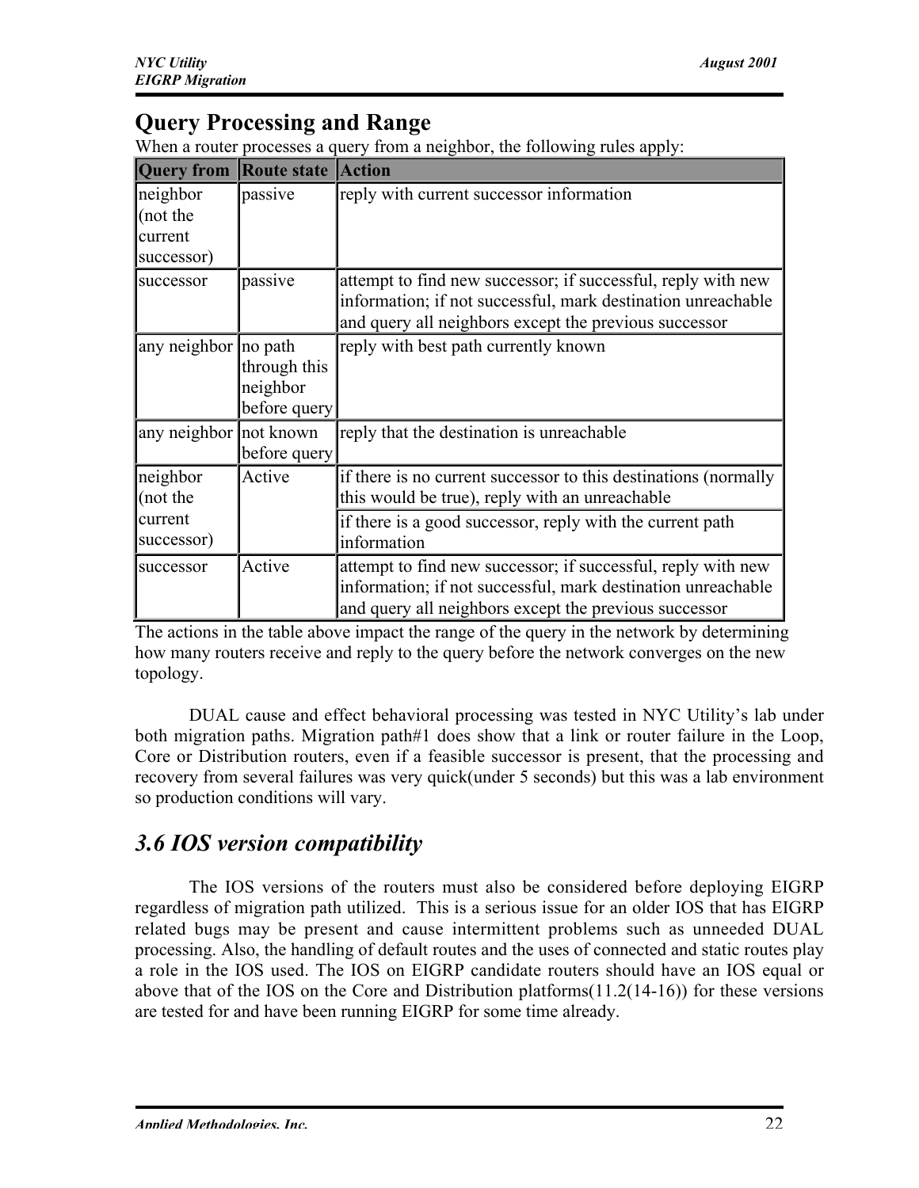## Query Processing and Range

When a router processes a query from a neighbor, the following rules apply:

| Query from | Route state | Action |
|---|---|---|
| neighbor (not the current successor) | passive | reply with current successor information |
| successor | passive | attempt to find new successor; if successful, reply with new information; if not successful, mark destination unreachable and query all neighbors except the previous successor |
| any neighbor | no path through this neighbor before query | reply with best path currently known |
| any neighbor | not known before query | reply that the destination is unreachable |
| neighbor (not the current successor) | Active | if there is no current successor to this destinations (normally this would be true), reply with an unreachable |
| | | if there is a good successor, reply with the current path information |
| successor | Active | attempt to find new successor; if successful, reply with new information; if not successful, mark destination unreachable and query all neighbors except the previous successor |

The actions in the table above impact the range of the query in the network by determining how many routers receive and reply to the query before the network converges on the new topology.

DUAL cause and effect behavioral processing was tested in NYC Utility's lab under both migration paths. Migration path#1 does show that a link or router failure in the Loop, Core or Distribution routers, even if a feasible successor is present, that the processing and recovery from several failures was very quick(under 5 seconds) but this was a lab environment so production conditions will vary.

## *3.6 IOS version compatibility*

The IOS versions of the routers must also be considered before deploying EIGRP regardless of migration path utilized. This is a serious issue for an older IOS that has EIGRP related bugs may be present and cause intermittent problems such as unneeded DUAL processing. Also, the handling of default routes and the uses of connected and static routes play a role in the IOS used. The IOS on EIGRP candidate routers should have an IOS equal or above that of the IOS on the Core and Distribution platforms(11.2(14-16)) for these versions are tested for and have been running EIGRP for some time already.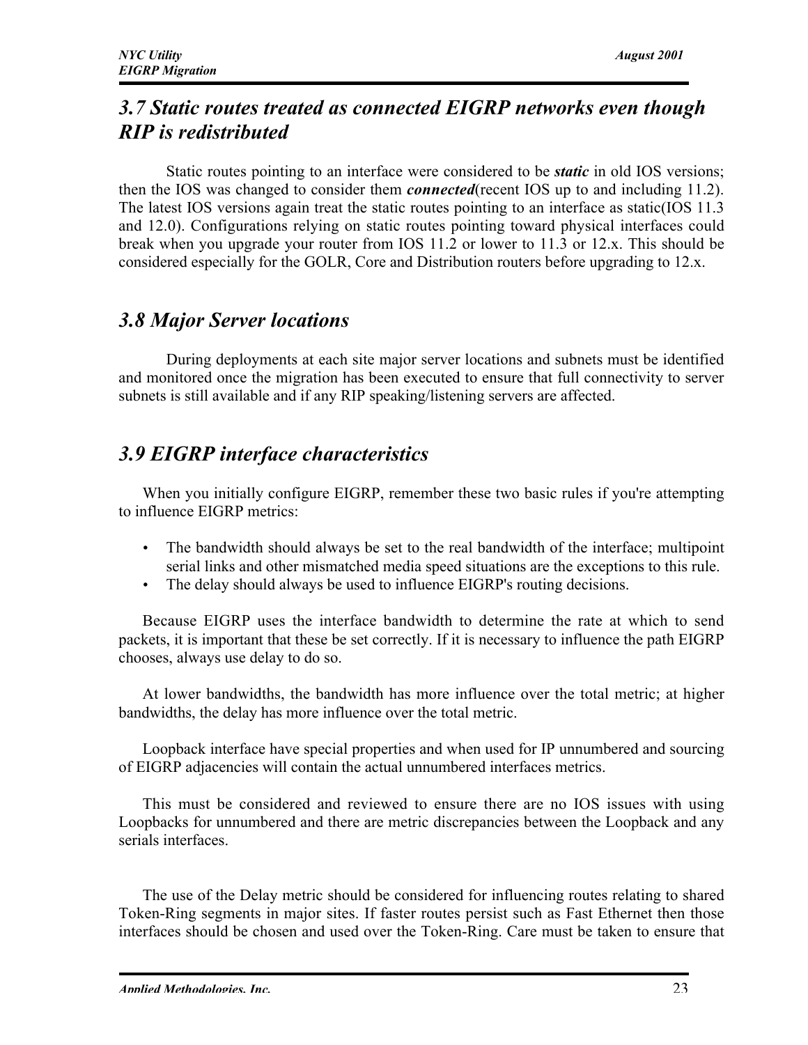## *3.7 Static routes treated as connected EIGRP networks even though RIP is redistributed*

Static routes pointing to an interface were considered to be ***static*** in old IOS versions; then the IOS was changed to consider them ***connected***(recent IOS up to and including 11.2). The latest IOS versions again treat the static routes pointing to an interface as static(IOS 11.3 and 12.0). Configurations relying on static routes pointing toward physical interfaces could break when you upgrade your router from IOS 11.2 or lower to 11.3 or 12.x. This should be considered especially for the GOLR, Core and Distribution routers before upgrading to 12.x.

## *3.8 Major Server locations*

During deployments at each site major server locations and subnets must be identified and monitored once the migration has been executed to ensure that full connectivity to server subnets is still available and if any RIP speaking/listening servers are affected.

## *3.9 EIGRP interface characteristics*

When you initially configure EIGRP, remember these two basic rules if you're attempting to influence EIGRP metrics:

- The bandwidth should always be set to the real bandwidth of the interface; multipoint serial links and other mismatched media speed situations are the exceptions to this rule.
- The delay should always be used to influence EIGRP's routing decisions.

Because EIGRP uses the interface bandwidth to determine the rate at which to send packets, it is important that these be set correctly. If it is necessary to influence the path EIGRP chooses, always use delay to do so.

At lower bandwidths, the bandwidth has more influence over the total metric; at higher bandwidths, the delay has more influence over the total metric.

Loopback interface have special properties and when used for IP unnumbered and sourcing of EIGRP adjacencies will contain the actual unnumbered interfaces metrics.

This must be considered and reviewed to ensure there are no IOS issues with using Loopbacks for unnumbered and there are metric discrepancies between the Loopback and any serials interfaces.

The use of the Delay metric should be considered for influencing routes relating to shared Token-Ring segments in major sites. If faster routes persist such as Fast Ethernet then those interfaces should be chosen and used over the Token-Ring. Care must be taken to ensure that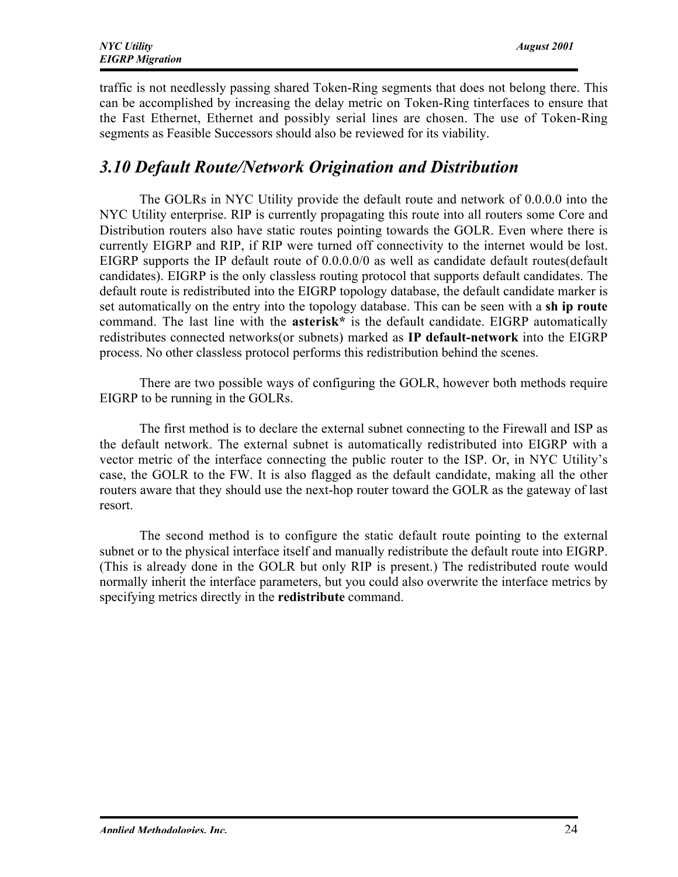traffic is not needlessly passing shared Token-Ring segments that does not belong there. This can be accomplished by increasing the delay metric on Token-Ring tinterfaces to ensure that the Fast Ethernet, Ethernet and possibly serial lines are chosen. The use of Token-Ring segments as Feasible Successors should also be reviewed for its viability.

## *3.10 Default Route/Network Origination and Distribution*

The GOLRs in NYC Utility provide the default route and network of 0.0.0.0 into the NYC Utility enterprise. RIP is currently propagating this route into all routers some Core and Distribution routers also have static routes pointing towards the GOLR. Even where there is currently EIGRP and RIP, if RIP were turned off connectivity to the internet would be lost. EIGRP supports the IP default route of 0.0.0.0/0 as well as candidate default routes(default candidates). EIGRP is the only classless routing protocol that supports default candidates. The default route is redistributed into the EIGRP topology database, the default candidate marker is set automatically on the entry into the topology database. This can be seen with a **sh ip route** command. The last line with the **asterisk*** is the default candidate. EIGRP automatically redistributes connected networks(or subnets) marked as **IP default-network** into the EIGRP process. No other classless protocol performs this redistribution behind the scenes.

There are two possible ways of configuring the GOLR, however both methods require EIGRP to be running in the GOLRs.

The first method is to declare the external subnet connecting to the Firewall and ISP as the default network. The external subnet is automatically redistributed into EIGRP with a vector metric of the interface connecting the public router to the ISP. Or, in NYC Utility's case, the GOLR to the FW. It is also flagged as the default candidate, making all the other routers aware that they should use the next-hop router toward the GOLR as the gateway of last resort.

The second method is to configure the static default route pointing to the external subnet or to the physical interface itself and manually redistribute the default route into EIGRP. (This is already done in the GOLR but only RIP is present.) The redistributed route would normally inherit the interface parameters, but you could also overwrite the interface metrics by specifying metrics directly in the **redistribute** command.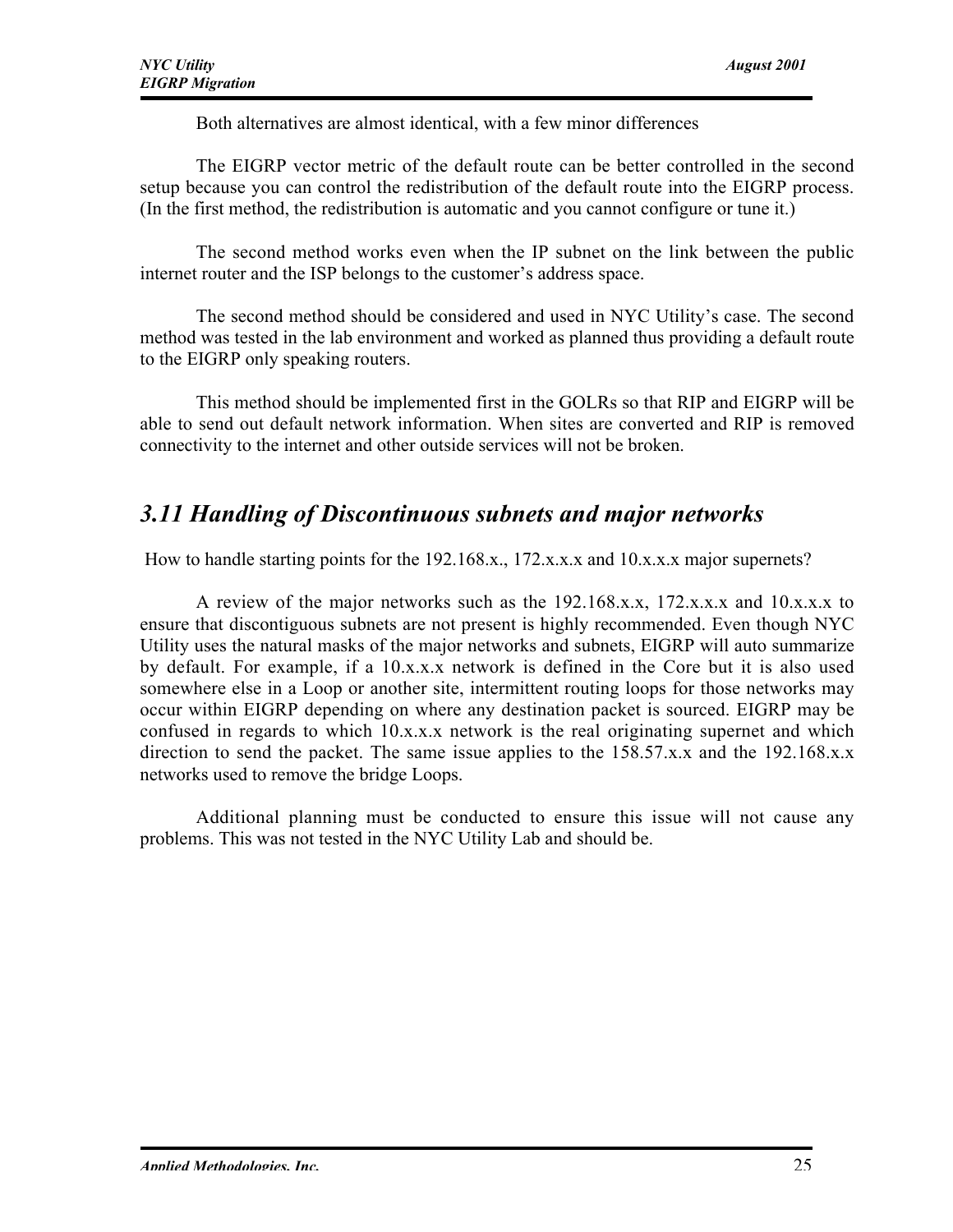Both alternatives are almost identical, with a few minor differences

The EIGRP vector metric of the default route can be better controlled in the second setup because you can control the redistribution of the default route into the EIGRP process. (In the first method, the redistribution is automatic and you cannot configure or tune it.)

The second method works even when the IP subnet on the link between the public internet router and the ISP belongs to the customer's address space.

The second method should be considered and used in NYC Utility's case. The second method was tested in the lab environment and worked as planned thus providing a default route to the EIGRP only speaking routers.

This method should be implemented first in the GOLRs so that RIP and EIGRP will be able to send out default network information. When sites are converted and RIP is removed connectivity to the internet and other outside services will not be broken.

## *3.11 Handling of Discontinuous subnets and major networks*

How to handle starting points for the 192.168.x., 172.x.x.x and 10.x.x.x major supernets?

A review of the major networks such as the 192.168.x.x, 172.x.x.x and 10.x.x.x to ensure that discontiguous subnets are not present is highly recommended. Even though NYC Utility uses the natural masks of the major networks and subnets, EIGRP will auto summarize by default. For example, if a 10.x.x.x network is defined in the Core but it is also used somewhere else in a Loop or another site, intermittent routing loops for those networks may occur within EIGRP depending on where any destination packet is sourced. EIGRP may be confused in regards to which 10.x.x.x network is the real originating supernet and which direction to send the packet. The same issue applies to the 158.57.x.x and the 192.168.x.x networks used to remove the bridge Loops.

Additional planning must be conducted to ensure this issue will not cause any problems. This was not tested in the NYC Utility Lab and should be.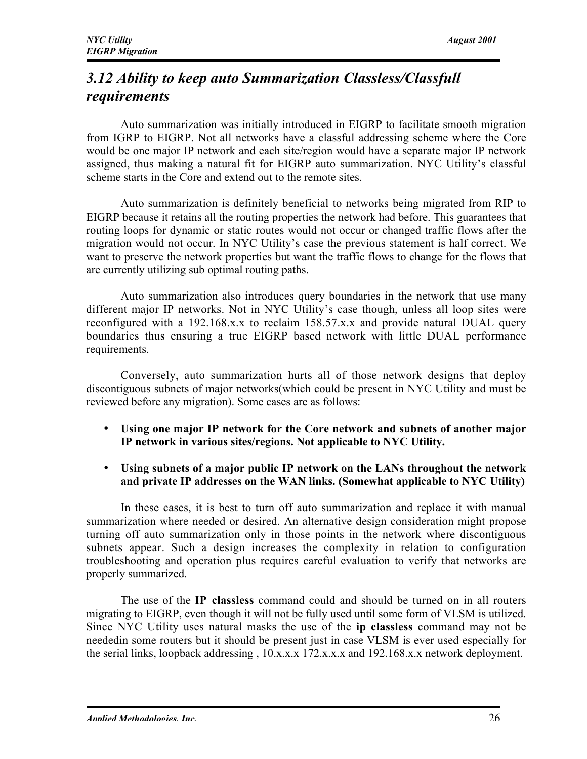## *3.12 Ability to keep auto Summarization Classless/Classfull requirements*

Auto summarization was initially introduced in EIGRP to facilitate smooth migration from IGRP to EIGRP. Not all networks have a classful addressing scheme where the Core would be one major IP network and each site/region would have a separate major IP network assigned, thus making a natural fit for EIGRP auto summarization. NYC Utility's classful scheme starts in the Core and extend out to the remote sites.

Auto summarization is definitely beneficial to networks being migrated from RIP to EIGRP because it retains all the routing properties the network had before. This guarantees that routing loops for dynamic or static routes would not occur or changed traffic flows after the migration would not occur. In NYC Utility's case the previous statement is half correct. We want to preserve the network properties but want the traffic flows to change for the flows that are currently utilizing sub optimal routing paths.

Auto summarization also introduces query boundaries in the network that use many different major IP networks. Not in NYC Utility's case though, unless all loop sites were reconfigured with a 192.168.x.x to reclaim 158.57.x.x and provide natural DUAL query boundaries thus ensuring a true EIGRP based network with little DUAL performance requirements.

Conversely, auto summarization hurts all of those network designs that deploy discontiguous subnets of major networks(which could be present in NYC Utility and must be reviewed before any migration). Some cases are as follows:

- **Using one major IP network for the Core network and subnets of another major IP network in various sites/regions. Not applicable to NYC Utility.**
- **Using subnets of a major public IP network on the LANs throughout the network and private IP addresses on the WAN links. (Somewhat applicable to NYC Utility)**

In these cases, it is best to turn off auto summarization and replace it with manual summarization where needed or desired. An alternative design consideration might propose turning off auto summarization only in those points in the network where discontiguous subnets appear. Such a design increases the complexity in relation to configuration troubleshooting and operation plus requires careful evaluation to verify that networks are properly summarized.

The use of the **IP classless** command could and should be turned on in all routers migrating to EIGRP, even though it will not be fully used until some form of VLSM is utilized. Since NYC Utility uses natural masks the use of the **ip classless** command may not be neededin some routers but it should be present just in case VLSM is ever used especially for the serial links, loopback addressing , 10.x.x.x 172.x.x.x and 192.168.x.x network deployment.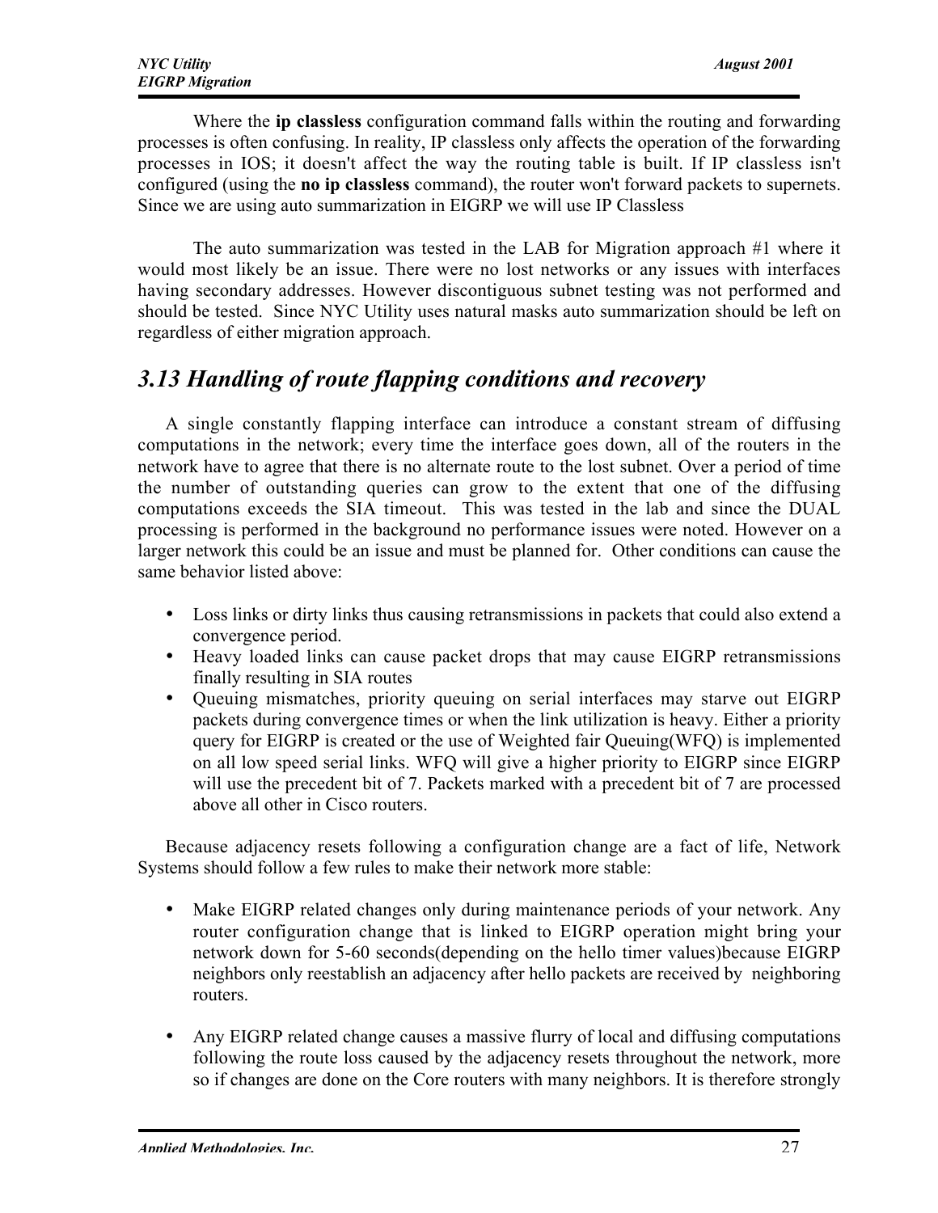Where the **ip classless** configuration command falls within the routing and forwarding processes is often confusing. In reality, IP classless only affects the operation of the forwarding processes in IOS; it doesn't affect the way the routing table is built. If IP classless isn't configured (using the **no ip classless** command), the router won't forward packets to supernets. Since we are using auto summarization in EIGRP we will use IP Classless

The auto summarization was tested in the LAB for Migration approach #1 where it would most likely be an issue. There were no lost networks or any issues with interfaces having secondary addresses. However discontiguous subnet testing was not performed and should be tested. Since NYC Utility uses natural masks auto summarization should be left on regardless of either migration approach.

## *3.13 Handling of route flapping conditions and recovery*

A single constantly flapping interface can introduce a constant stream of diffusing computations in the network; every time the interface goes down, all of the routers in the network have to agree that there is no alternate route to the lost subnet. Over a period of time the number of outstanding queries can grow to the extent that one of the diffusing computations exceeds the SIA timeout. This was tested in the lab and since the DUAL processing is performed in the background no performance issues were noted. However on a larger network this could be an issue and must be planned for. Other conditions can cause the same behavior listed above:

- Loss links or dirty links thus causing retransmissions in packets that could also extend a convergence period.
- Heavy loaded links can cause packet drops that may cause EIGRP retransmissions finally resulting in SIA routes
- Queuing mismatches, priority queuing on serial interfaces may starve out EIGRP packets during convergence times or when the link utilization is heavy. Either a priority query for EIGRP is created or the use of Weighted fair Queuing(WFQ) is implemented on all low speed serial links. WFQ will give a higher priority to EIGRP since EIGRP will use the precedent bit of 7. Packets marked with a precedent bit of 7 are processed above all other in Cisco routers.

Because adjacency resets following a configuration change are a fact of life, Network Systems should follow a few rules to make their network more stable:

- Make EIGRP related changes only during maintenance periods of your network. Any router configuration change that is linked to EIGRP operation might bring your network down for 5-60 seconds(depending on the hello timer values)because EIGRP neighbors only reestablish an adjacency after hello packets are received by neighboring routers.

- Any EIGRP related change causes a massive flurry of local and diffusing computations following the route loss caused by the adjacency resets throughout the network, more so if changes are done on the Core routers with many neighbors. It is therefore strongly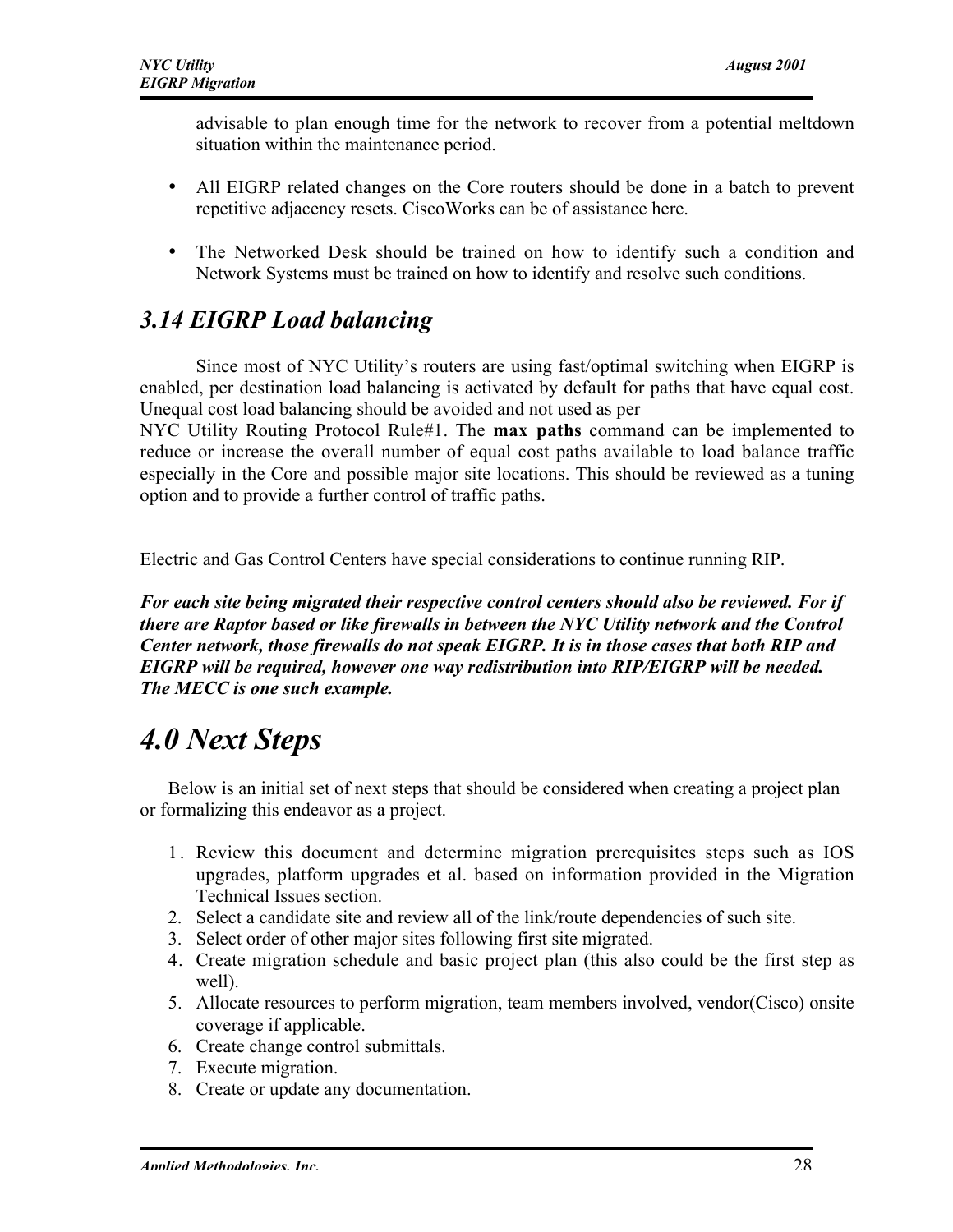advisable to plan enough time for the network to recover from a potential meltdown situation within the maintenance period.

- All EIGRP related changes on the Core routers should be done in a batch to prevent repetitive adjacency resets. CiscoWorks can be of assistance here.

- The Networked Desk should be trained on how to identify such a condition and Network Systems must be trained on how to identify and resolve such conditions.

## *3.14 EIGRP Load balancing*

Since most of NYC Utility's routers are using fast/optimal switching when EIGRP is enabled, per destination load balancing is activated by default for paths that have equal cost. Unequal cost load balancing should be avoided and not used as per NYC Utility Routing Protocol Rule#1. The **max paths** command can be implemented to reduce or increase the overall number of equal cost paths available to load balance traffic especially in the Core and possible major site locations. This should be reviewed as a tuning option and to provide a further control of traffic paths.

Electric and Gas Control Centers have special considerations to continue running RIP.

***For each site being migrated their respective control centers should also be reviewed. For if there are Raptor based or like firewalls in between the NYC Utility network and the Control Center network, those firewalls do not speak EIGRP. It is in those cases that both RIP and EIGRP will be required, however one way redistribution into RIP/EIGRP will be needed. The MECC is one such example.***

# *4.0 Next Steps*

Below is an initial set of next steps that should be considered when creating a project plan or formalizing this endeavor as a project.

1. Review this document and determine migration prerequisites steps such as IOS upgrades, platform upgrades et al. based on information provided in the Migration Technical Issues section.
2. Select a candidate site and review all of the link/route dependencies of such site.
3. Select order of other major sites following first site migrated.
4. Create migration schedule and basic project plan (this also could be the first step as well).
5. Allocate resources to perform migration, team members involved, vendor(Cisco) onsite coverage if applicable.
6. Create change control submittals.
7. Execute migration.
8. Create or update any documentation.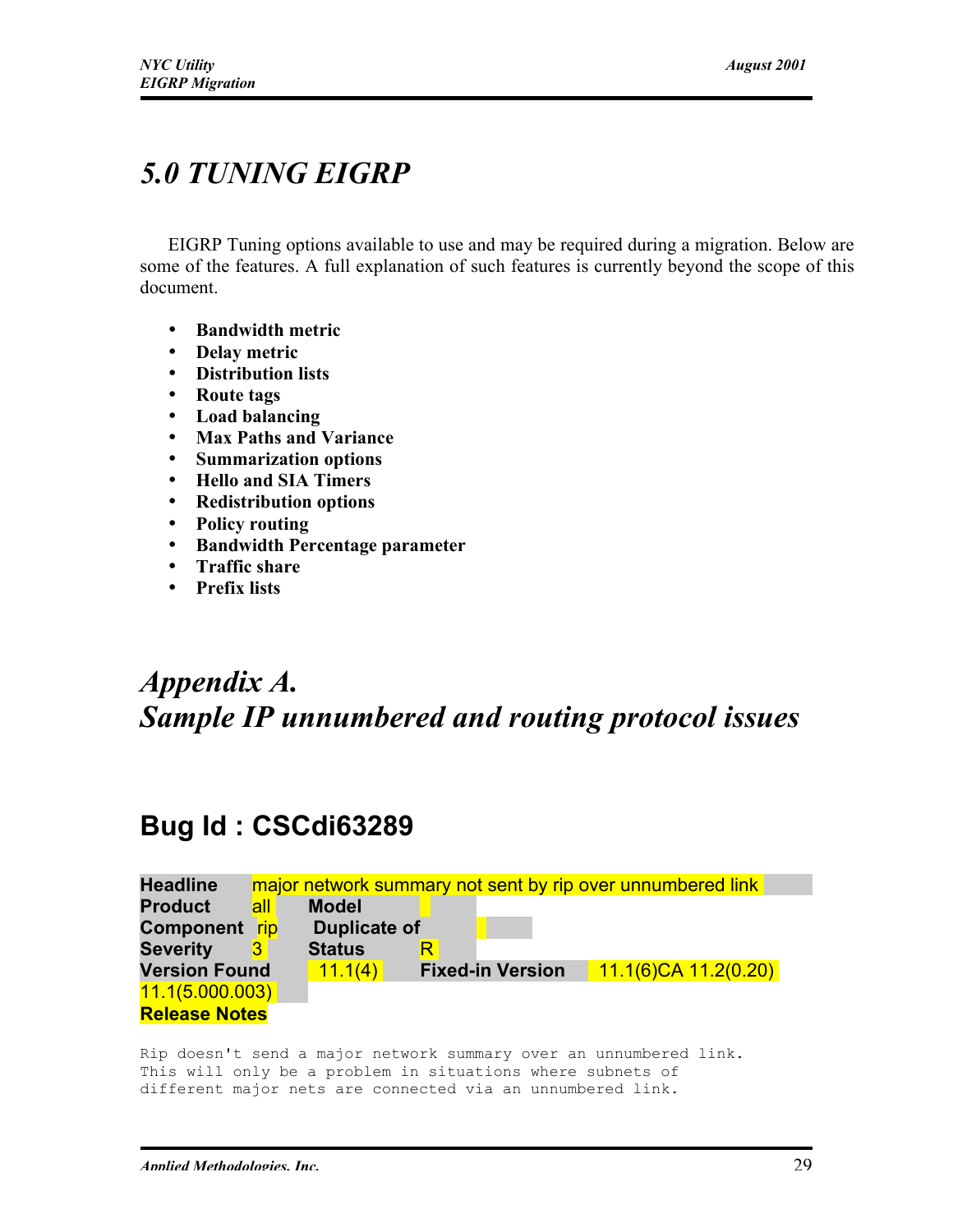# 5.0 TUNING EIGRP

EIGRP Tuning options available to use and may be required during a migration. Below are some of the features. A full explanation of such features is currently beyond the scope of this document.

- **Bandwidth metric**
- **Delay metric**
- **Distribution lists**
- **Route tags**
- **Load balancing**
- **Max Paths and Variance**
- **Summarization options**
- **Hello and SIA Timers**
- **Redistribution options**
- **Policy routing**
- **Bandwidth Percentage parameter**
- **Traffic share**
- **Prefix lists**

# Appendix A.
# Sample IP unnumbered and routing protocol issues

## Bug Id : CSCdi63289

| | | | | | |
|---|---|---|---|---|---|
| **Headline** | major network summary not sent by rip over unnumbered link | | | | |
| **Product** | all | **Model** | | | |
| **Component** | rip | **Duplicate of** | | | |
| **Severity** | 3 | **Status** | R | | |
| **Version Found** | 11.1(4) | **Fixed-in Version** | 11.1(6)CA 11.2(0.20) 11.1(5.000.003) | | |
| **Release Notes** | | | | | |

```
Rip doesn't send a major network summary over an unnumbered link.
This will only be a problem in situations where subnets of
different major nets are connected via an unnumbered link.
```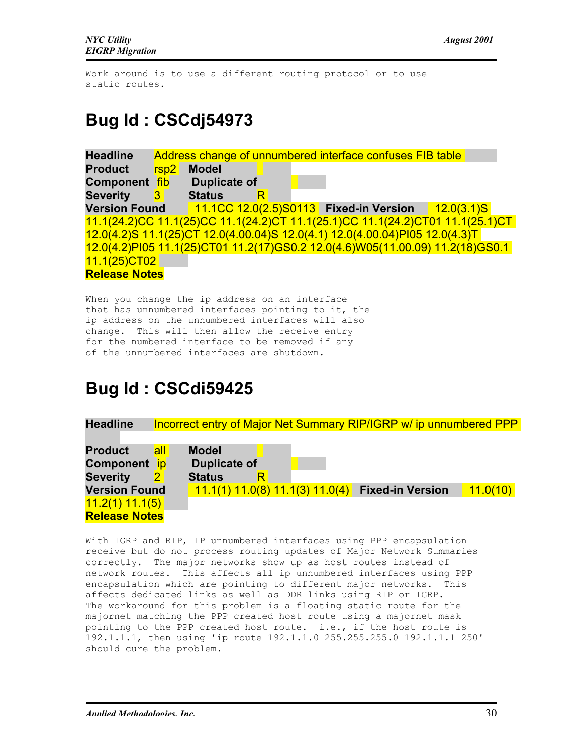```
Work around is to use a different routing protocol or to use
static routes.
```

## Bug Id : CSCdj54973

**Headline** Address change of unnumbered interface confuses FIB table
**Product** rsp2 **Model**
**Component** fib **Duplicate of**
**Severity** 3 **Status** R
**Version Found** 11.1CC 12.0(2.5)S0113 **Fixed-in Version** 12.0(3.1)S 11.1(24.2)CC 11.1(25)CC 11.1(24.2)CT 11.1(25.1)CC 11.1(24.2)CT01 11.1(25.1)CT 12.0(4.2)S 11.1(25)CT 12.0(4.00.04)S 12.0(4.1) 12.0(4.00.04)PI05 12.0(4.3)T 12.0(4.2)PI05 11.1(25)CT01 11.2(17)GS0.2 12.0(4.6)W05(11.00.09) 11.2(18)GS0.1 11.1(25)CT02
**Release Notes**

```
When you change the ip address on an interface
that has unnumbered interfaces pointing to it, the
ip address on the unnumbered interfaces will also
change.  This will then allow the receive entry
for the numbered interface to be removed if any
of the unnumbered interfaces are shutdown.
```

## Bug Id : CSCdi59425

**Headline** Incorrect entry of Major Net Summary RIP/IGRP w/ ip unnumbered PPP
**Product** all **Model**
**Component** ip **Duplicate of**
**Severity** 2 **Status** R
**Version Found** 11.1(1) 11.0(8) 11.1(3) 11.0(4) **Fixed-in Version** 11.0(10) 11.2(1) 11.1(5)
**Release Notes**

```
With IGRP and RIP, IP unnumbered interfaces using PPP encapsulation
receive but do not process routing updates of Major Network Summaries
correctly.  The major networks show up as host routes instead of
network routes.  This affects all ip unnumbered interfaces using PPP
encapsulation which are pointing to different major networks.  This
affects dedicated links as well as DDR links using RIP or IGRP.
The workaround for this problem is a floating static route for the
majornet matching the PPP created host route using a majornet mask
pointing to the PPP created host route.  i.e., if the host route is
192.1.1.1, then using 'ip route 192.1.1.0 255.255.255.0 192.1.1.1 250'
should cure the problem.
```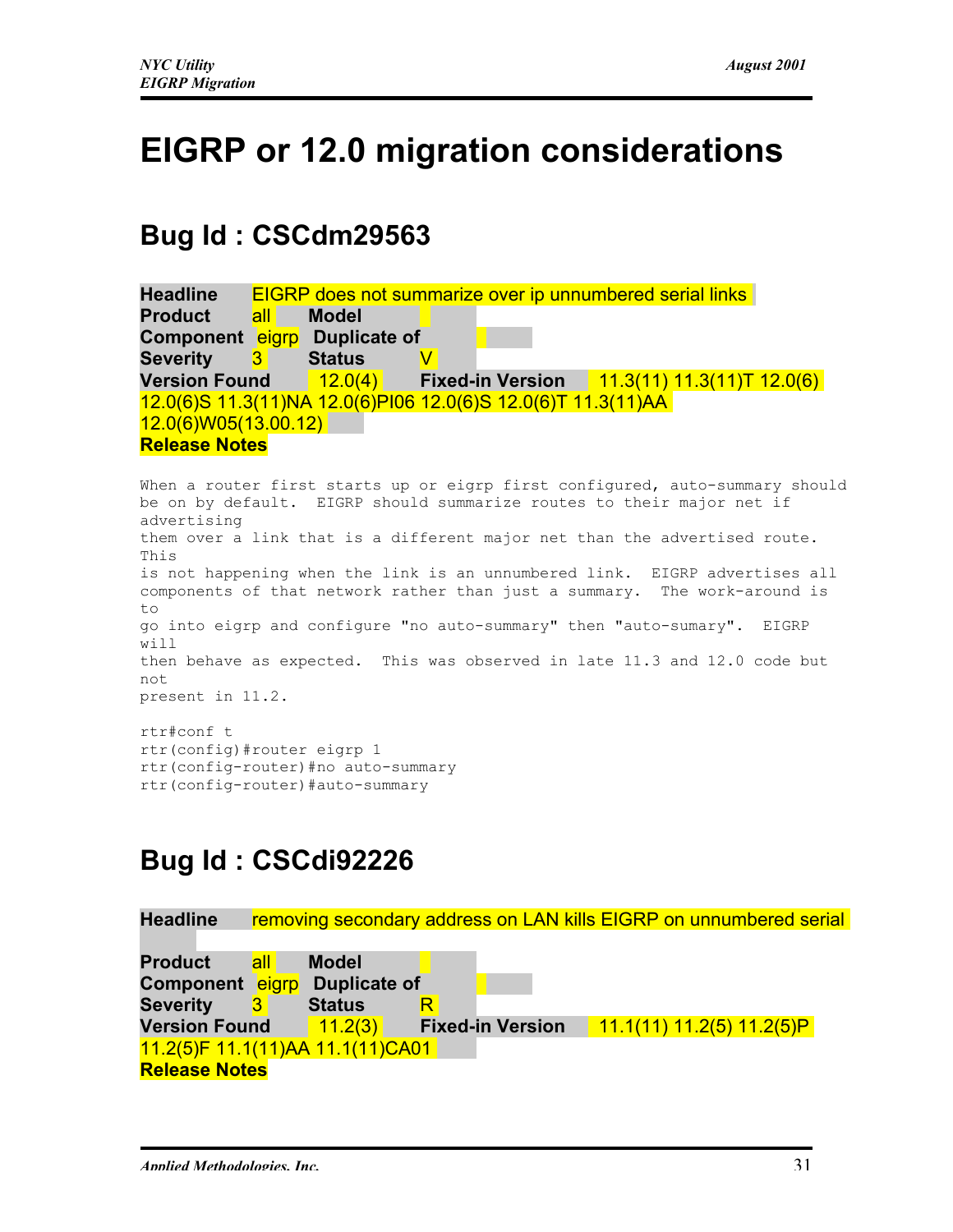# EIGRP or 12.0 migration considerations

## Bug Id : CSCdm29563

**Headline** EIGRP does not summarize over ip unnumbered serial links
**Product** all **Model**
**Component** eigrp **Duplicate of**
**Severity** 3 **Status** V
**Version Found** 12.0(4) **Fixed-in Version** 11.3(11) 11.3(11)T 12.0(6) 12.0(6)S 11.3(11)NA 12.0(6)PI06 12.0(6)S 12.0(6)T 11.3(11)AA 12.0(6)W05(13.00.12)
**Release Notes**

```
When a router first starts up or eigrp first configured, auto-summary should
be on by default.  EIGRP should summarize routes to their major net if
advertising
them over a link that is a different major net than the advertised route.
This
is not happening when the link is an unnumbered link.  EIGRP advertises all
components of that network rather than just a summary.  The work-around is
to
go into eigrp and configure "no auto-summary" then "auto-sumary".  EIGRP
will
then behave as expected.  This was observed in late 11.3 and 12.0 code but
not
present in 11.2.

rtr#conf t
rtr(config)#router eigrp 1
rtr(config-router)#no auto-summary
rtr(config-router)#auto-summary
```

## Bug Id : CSCdi92226

**Headline** removing secondary address on LAN kills EIGRP on unnumbered serial
**Product** all **Model**
**Component** eigrp **Duplicate of**
**Severity** 3 **Status** R
**Version Found** 11.2(3) **Fixed-in Version** 11.1(11) 11.2(5) 11.2(5)P 11.2(5)F 11.1(11)AA 11.1(11)CA01
**Release Notes**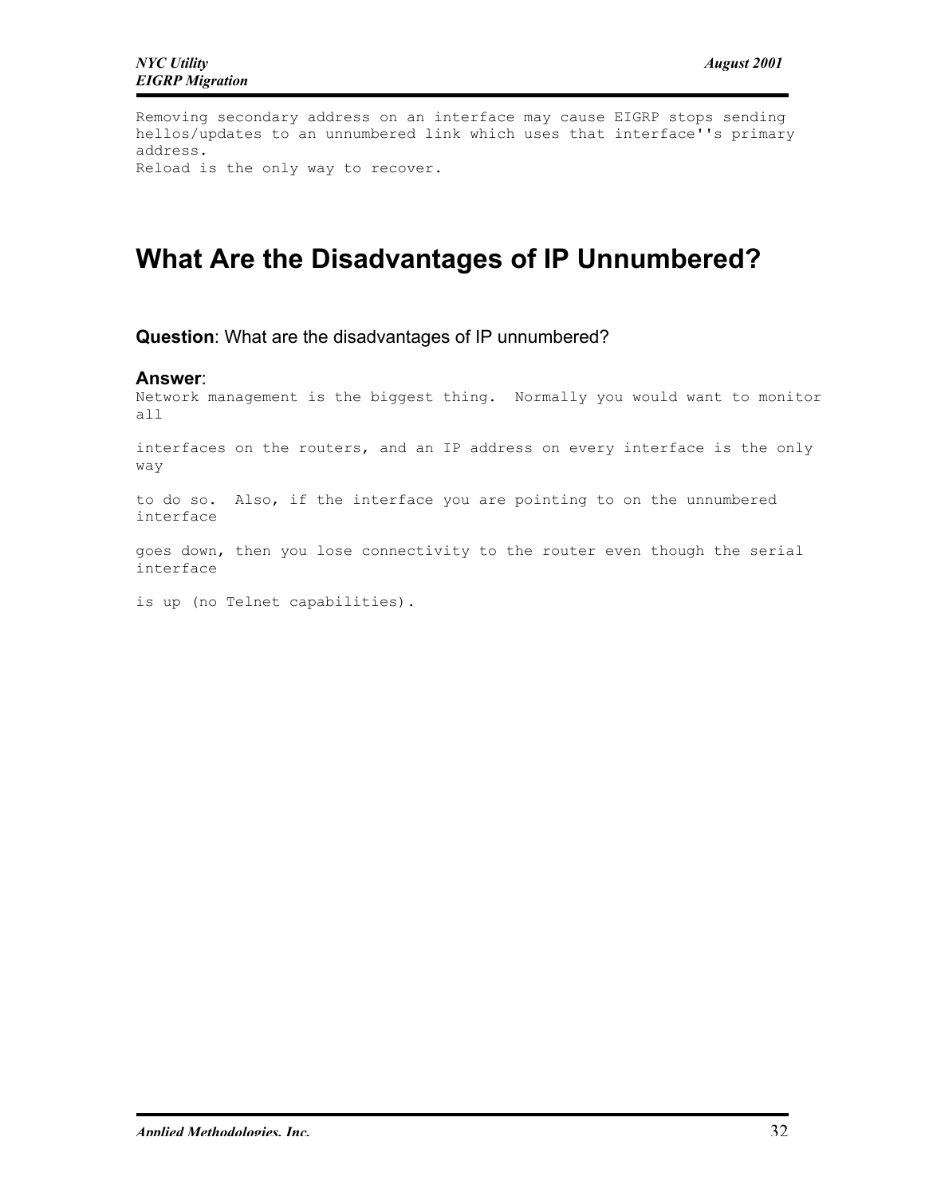Removing secondary address on an interface may cause EIGRP stops sending hellos/updates to an unnumbered link which uses that interface''s primary address.
Reload is the only way to recover.

# What Are the Disadvantages of IP Unnumbered?

**Question**: What are the disadvantages of IP unnumbered?

**Answer**:

Network management is the biggest thing. Normally you would want to monitor all

interfaces on the routers, and an IP address on every interface is the only way

to do so. Also, if the interface you are pointing to on the unnumbered interface

goes down, then you lose connectivity to the router even though the serial interface

is up (no Telnet capabilities).